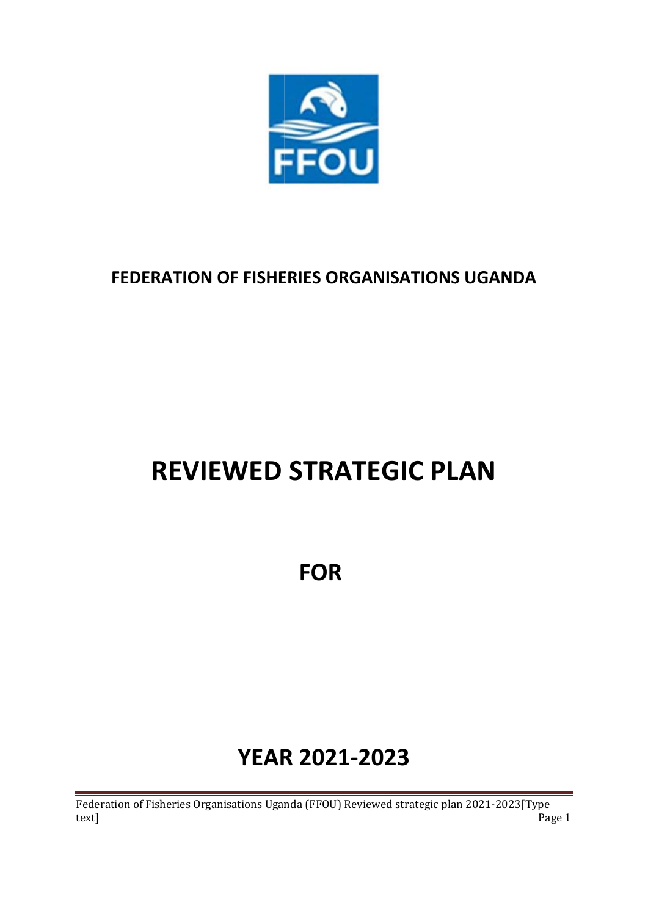**FEDERATION OF FISHERIES ORGANISATIONS UGANDA**

# REVIEWED STRATEGIC PLAN

# FOR

# YEAR 2021-2023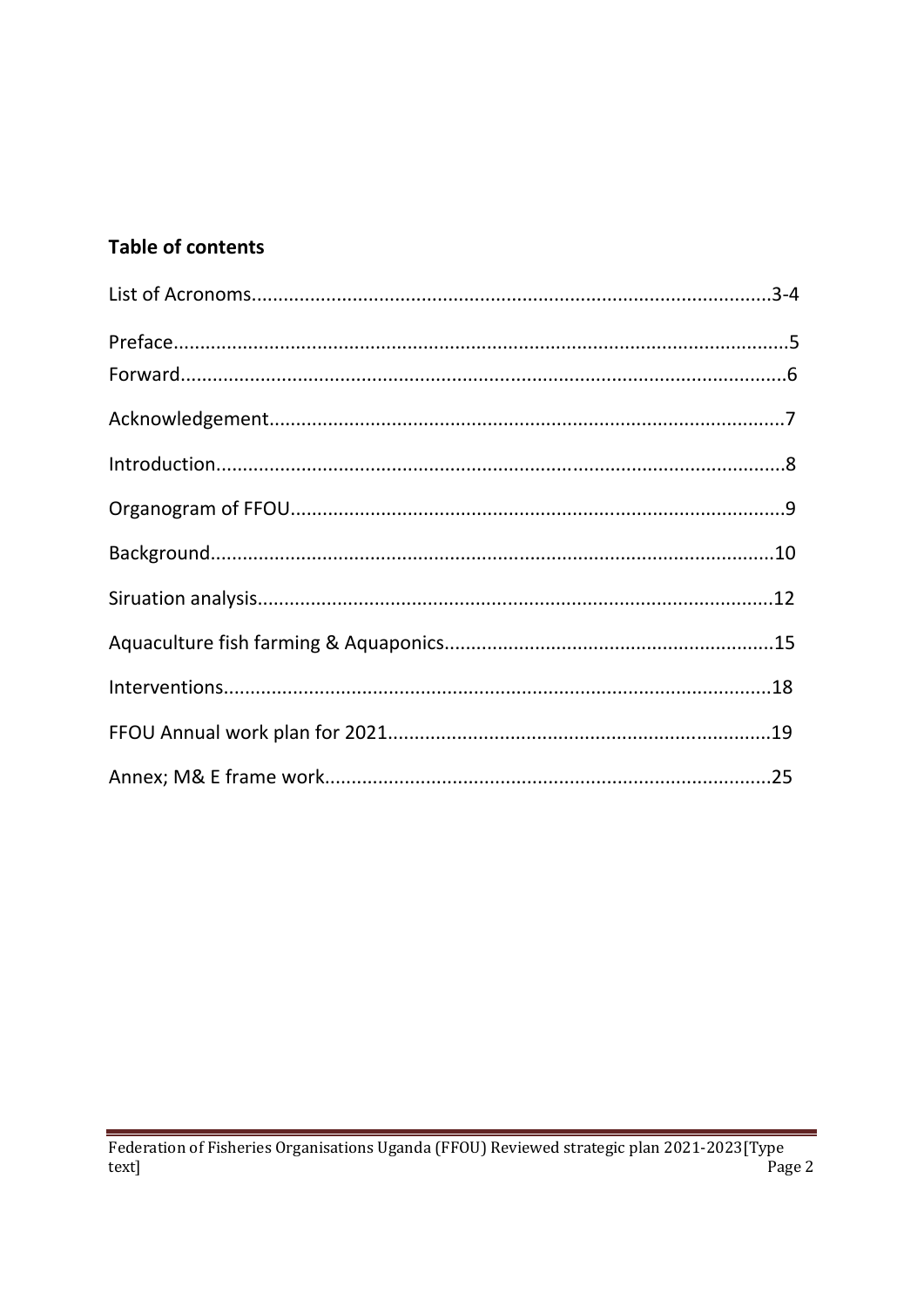## Table of contents

List of Acronoms.................................................................................................3-4

Preface...................................................................................................................5

Forward..................................................................................................................6

Acknowledgement..................................................................................................7

Introduction...........................................................................................................8

Organogram of FFOU.............................................................................................9

Background...........................................................................................................10

Siruation analysis.................................................................................................12

Aquaculture fish farming & Aquaponics..............................................................15

Interventions........................................................................................................18

FFOU Annual work plan for 2021.........................................................................19

Annex; M& E frame work.....................................................................................25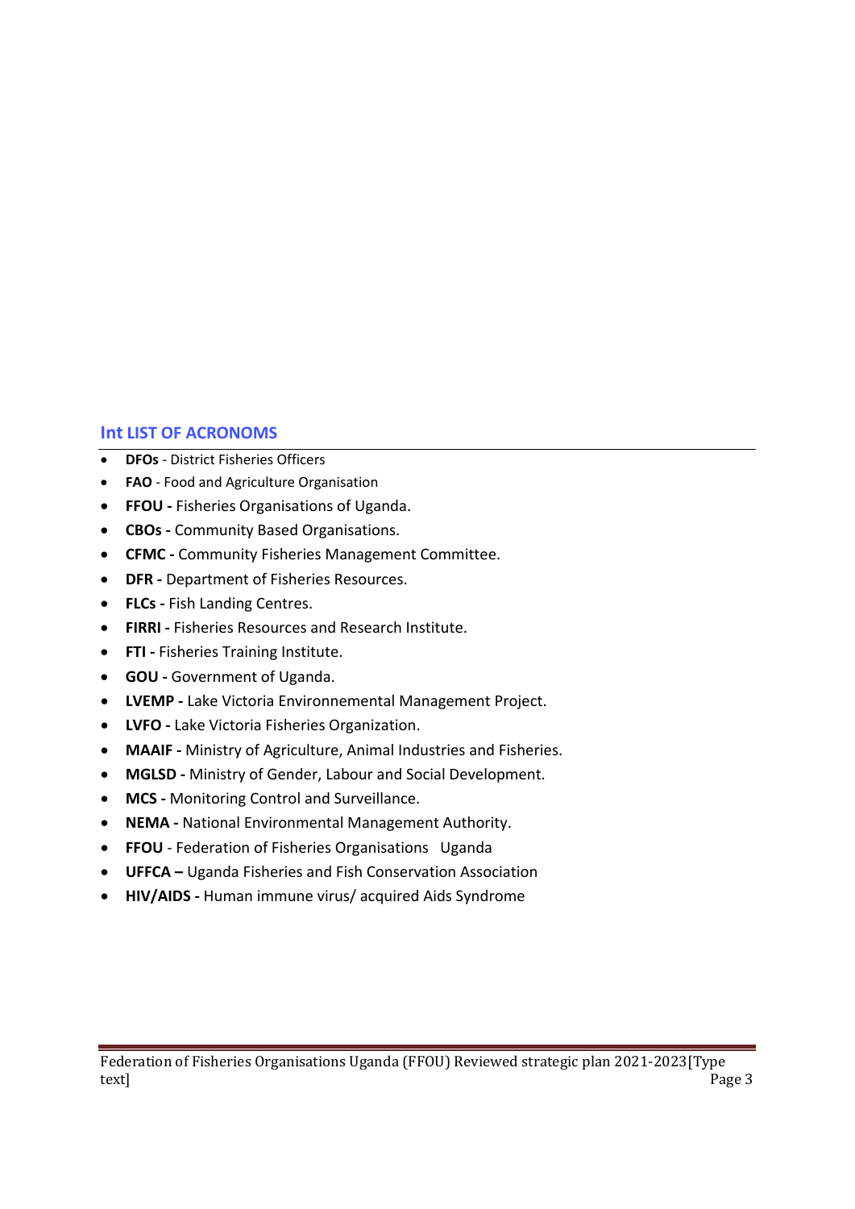## Int LIST OF ACRONOMS

- **DFOs** - District Fisheries Officers
- **FAO** - Food and Agriculture Organisation
- **FFOU -** Fisheries Organisations of Uganda.
- **CBOs -** Community Based Organisations.
- **CFMC -** Community Fisheries Management Committee.
- **DFR -** Department of Fisheries Resources.
- **FLCs -** Fish Landing Centres.
- **FIRRI -** Fisheries Resources and Research Institute.
- **FTI -** Fisheries Training Institute.
- **GOU -** Government of Uganda.
- **LVEMP -** Lake Victoria Environnemental Management Project.
- **LVFO -** Lake Victoria Fisheries Organization.
- **MAAIF -** Ministry of Agriculture, Animal Industries and Fisheries.
- **MGLSD -** Ministry of Gender, Labour and Social Development.
- **MCS -** Monitoring Control and Surveillance.
- **NEMA -** National Environmental Management Authority.
- **FFOU** - Federation of Fisheries Organisations Uganda
- **UFFCA –** Uganda Fisheries and Fish Conservation Association
- **HIV/AIDS -** Human immune virus/ acquired Aids Syndrome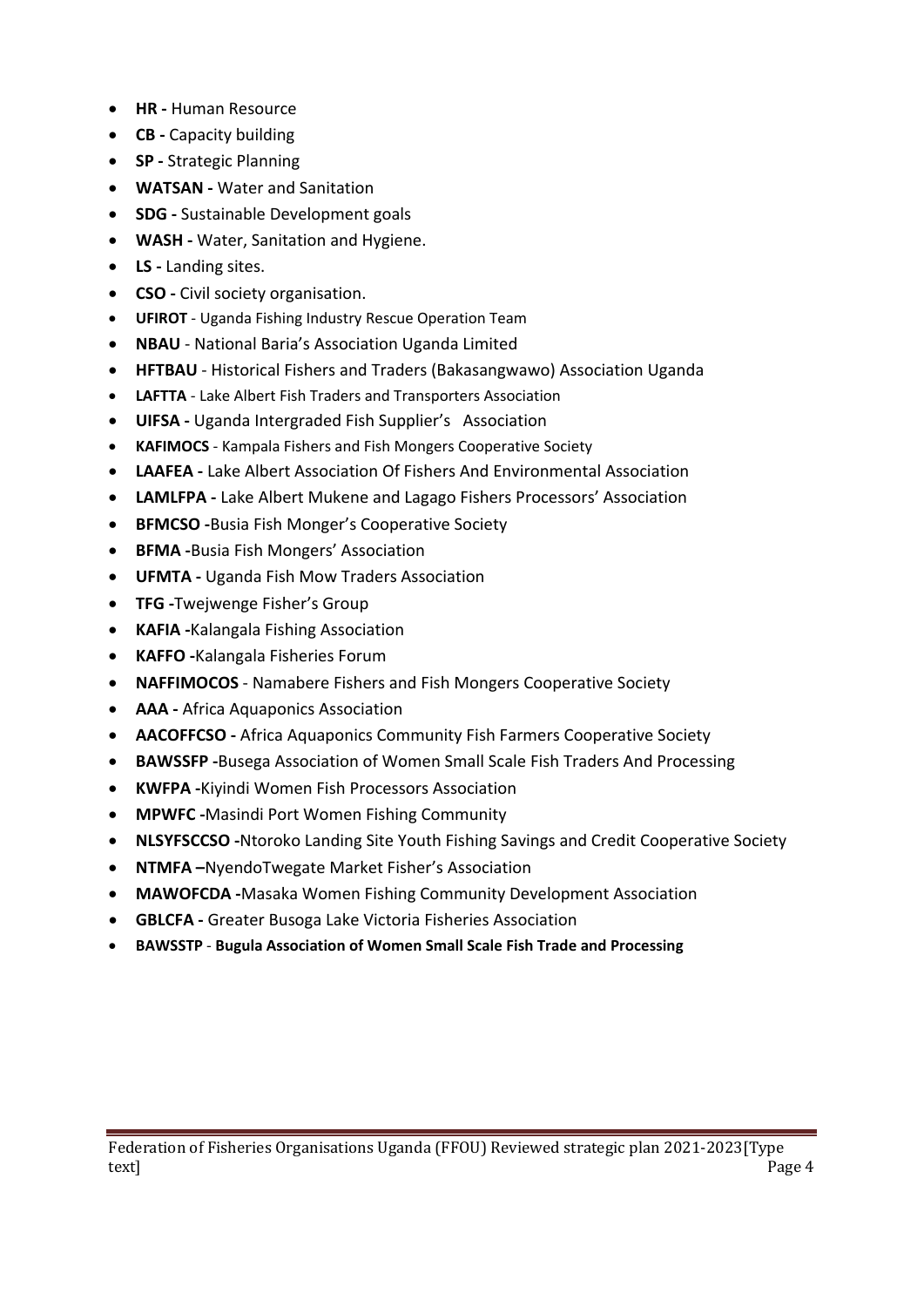- **HR -** Human Resource
- **CB -** Capacity building
- **SP -** Strategic Planning
- **WATSAN -** Water and Sanitation
- **SDG -** Sustainable Development goals
- **WASH -** Water, Sanitation and Hygiene.
- **LS -** Landing sites.
- **CSO -** Civil society organisation.
- **UFIROT** - Uganda Fishing Industry Rescue Operation Team
- **NBAU** - National Baria's Association Uganda Limited
- **HFTBAU** - Historical Fishers and Traders (Bakasangwawo) Association Uganda
- **LAFTTA** - Lake Albert Fish Traders and Transporters Association
- **UIFSA -** Uganda Intergraded Fish Supplier's Association
- **KAFIMOCS** - Kampala Fishers and Fish Mongers Cooperative Society
- **LAAFEA -** Lake Albert Association Of Fishers And Environmental Association
- **LAMLFPA -** Lake Albert Mukene and Lagago Fishers Processors' Association
- **BFMCSO -**Busia Fish Monger's Cooperative Society
- **BFMA -**Busia Fish Mongers' Association
- **UFMTA -** Uganda Fish Mow Traders Association
- **TFG -**Twejwenge Fisher's Group
- **KAFIA -**Kalangala Fishing Association
- **KAFFO -**Kalangala Fisheries Forum
- **NAFFIMOCOS** - Namabere Fishers and Fish Mongers Cooperative Society
- **AAA -** Africa Aquaponics Association
- **AACOFFCSO -** Africa Aquaponics Community Fish Farmers Cooperative Society
- **BAWSSFP -**Busega Association of Women Small Scale Fish Traders And Processing
- **KWFPA -**Kiyindi Women Fish Processors Association
- **MPWFC -**Masindi Port Women Fishing Community
- **NLSYFSCCSO -**Ntoroko Landing Site Youth Fishing Savings and Credit Cooperative Society
- **NTMFA –**NyendoTwegate Market Fisher's Association
- **MAWOFCDA -**Masaka Women Fishing Community Development Association
- **GBLCFA -** Greater Busoga Lake Victoria Fisheries Association
- **BAWSSTP** - **Bugula Association of Women Small Scale Fish Trade and Processing**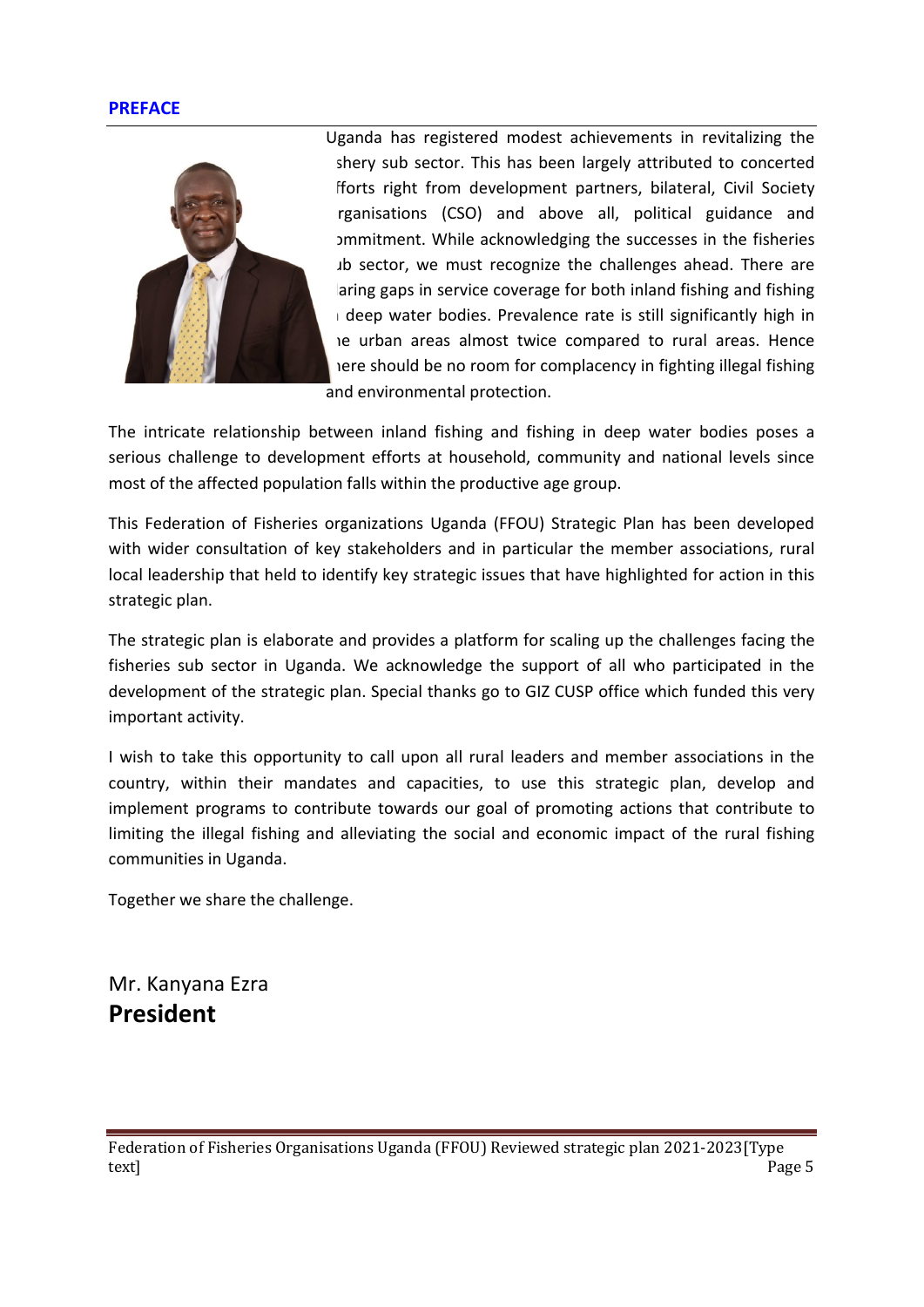## PREFACE

Uganda has registered modest achievements in revitalizing the shery sub sector. This has been largely attributed to concerted fforts right from development partners, bilateral, Civil Society rganisations (CSO) and above all, political guidance and ommitment. While acknowledging the successes in the fisheries ub sector, we must recognize the challenges ahead. There are aring gaps in service coverage for both inland fishing and fishing deep water bodies. Prevalence rate is still significantly high in e urban areas almost twice compared to rural areas. Hence ere should be no room for complacency in fighting illegal fishing and environmental protection.

The intricate relationship between inland fishing and fishing in deep water bodies poses a serious challenge to development efforts at household, community and national levels since most of the affected population falls within the productive age group.

This Federation of Fisheries organizations Uganda (FFOU) Strategic Plan has been developed with wider consultation of key stakeholders and in particular the member associations, rural local leadership that held to identify key strategic issues that have highlighted for action in this strategic plan.

The strategic plan is elaborate and provides a platform for scaling up the challenges facing the fisheries sub sector in Uganda. We acknowledge the support of all who participated in the development of the strategic plan. Special thanks go to GIZ CUSP office which funded this very important activity.

I wish to take this opportunity to call upon all rural leaders and member associations in the country, within their mandates and capacities, to use this strategic plan, develop and implement programs to contribute towards our goal of promoting actions that contribute to limiting the illegal fishing and alleviating the social and economic impact of the rural fishing communities in Uganda.

Together we share the challenge.

Mr. Kanyana Ezra
**President**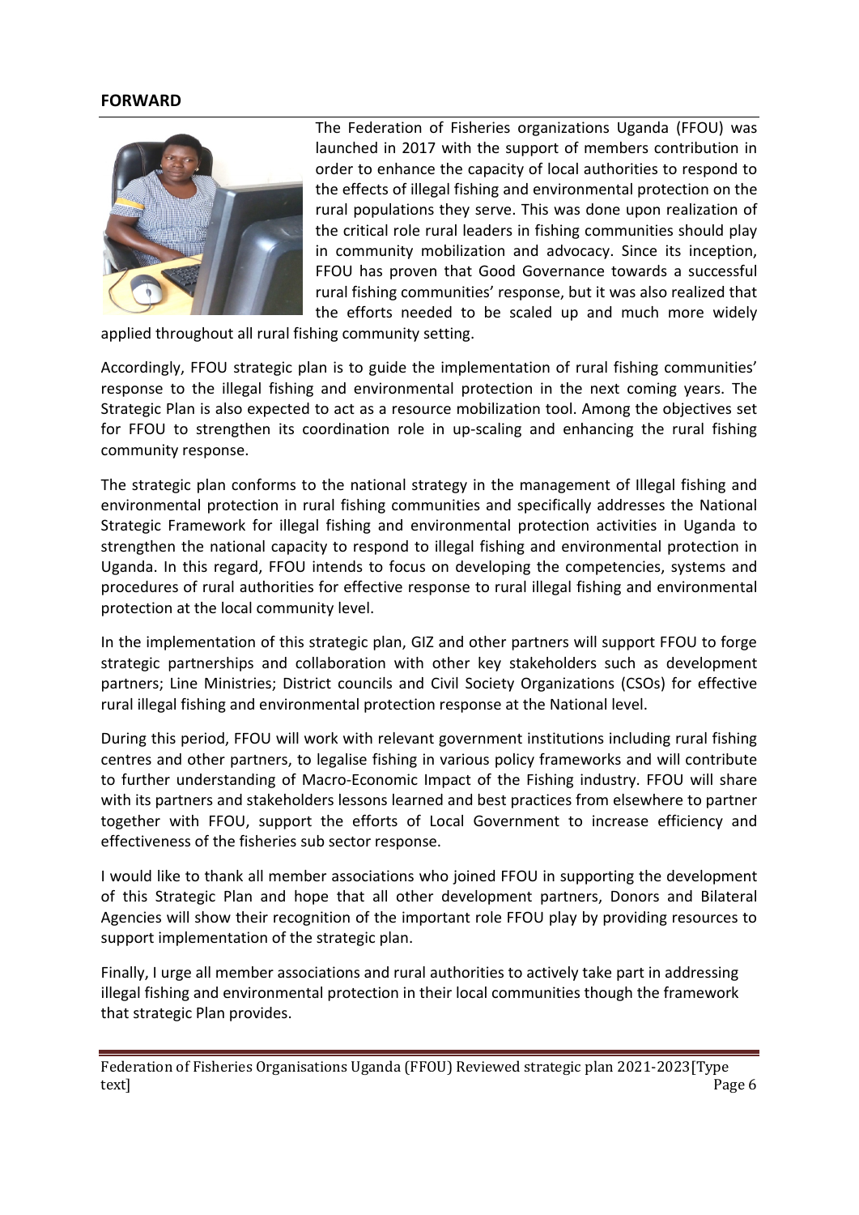## FORWARD

The Federation of Fisheries organizations Uganda (FFOU) was launched in 2017 with the support of members contribution in order to enhance the capacity of local authorities to respond to the effects of illegal fishing and environmental protection on the rural populations they serve. This was done upon realization of the critical role rural leaders in fishing communities should play in community mobilization and advocacy. Since its inception, FFOU has proven that Good Governance towards a successful rural fishing communities' response, but it was also realized that the efforts needed to be scaled up and much more widely applied throughout all rural fishing community setting.

Accordingly, FFOU strategic plan is to guide the implementation of rural fishing communities' response to the illegal fishing and environmental protection in the next coming years. The Strategic Plan is also expected to act as a resource mobilization tool. Among the objectives set for FFOU to strengthen its coordination role in up-scaling and enhancing the rural fishing community response.

The strategic plan conforms to the national strategy in the management of Illegal fishing and environmental protection in rural fishing communities and specifically addresses the National Strategic Framework for illegal fishing and environmental protection activities in Uganda to strengthen the national capacity to respond to illegal fishing and environmental protection in Uganda. In this regard, FFOU intends to focus on developing the competencies, systems and procedures of rural authorities for effective response to rural illegal fishing and environmental protection at the local community level.

In the implementation of this strategic plan, GIZ and other partners will support FFOU to forge strategic partnerships and collaboration with other key stakeholders such as development partners; Line Ministries; District councils and Civil Society Organizations (CSOs) for effective rural illegal fishing and environmental protection response at the National level.

During this period, FFOU will work with relevant government institutions including rural fishing centres and other partners, to legalise fishing in various policy frameworks and will contribute to further understanding of Macro-Economic Impact of the Fishing industry. FFOU will share with its partners and stakeholders lessons learned and best practices from elsewhere to partner together with FFOU, support the efforts of Local Government to increase efficiency and effectiveness of the fisheries sub sector response.

I would like to thank all member associations who joined FFOU in supporting the development of this Strategic Plan and hope that all other development partners, Donors and Bilateral Agencies will show their recognition of the important role FFOU play by providing resources to support implementation of the strategic plan.

Finally, I urge all member associations and rural authorities to actively take part in addressing illegal fishing and environmental protection in their local communities though the framework that strategic Plan provides.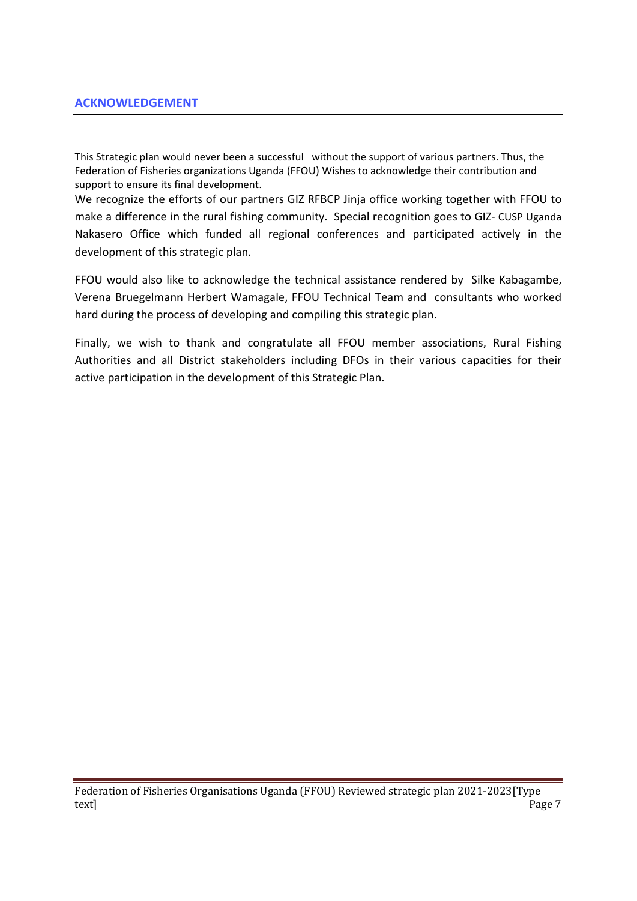## ACKNOWLEDGEMENT

This Strategic plan would never been a successful without the support of various partners. Thus, the Federation of Fisheries organizations Uganda (FFOU) Wishes to acknowledge their contribution and support to ensure its final development.

We recognize the efforts of our partners GIZ RFBCP Jinja office working together with FFOU to make a difference in the rural fishing community. Special recognition goes to GIZ- CUSP Uganda Nakasero Office which funded all regional conferences and participated actively in the development of this strategic plan.

FFOU would also like to acknowledge the technical assistance rendered by Silke Kabagambe, Verena Bruegelmann Herbert Wamagale, FFOU Technical Team and consultants who worked hard during the process of developing and compiling this strategic plan.

Finally, we wish to thank and congratulate all FFOU member associations, Rural Fishing Authorities and all District stakeholders including DFOs in their various capacities for their active participation in the development of this Strategic Plan.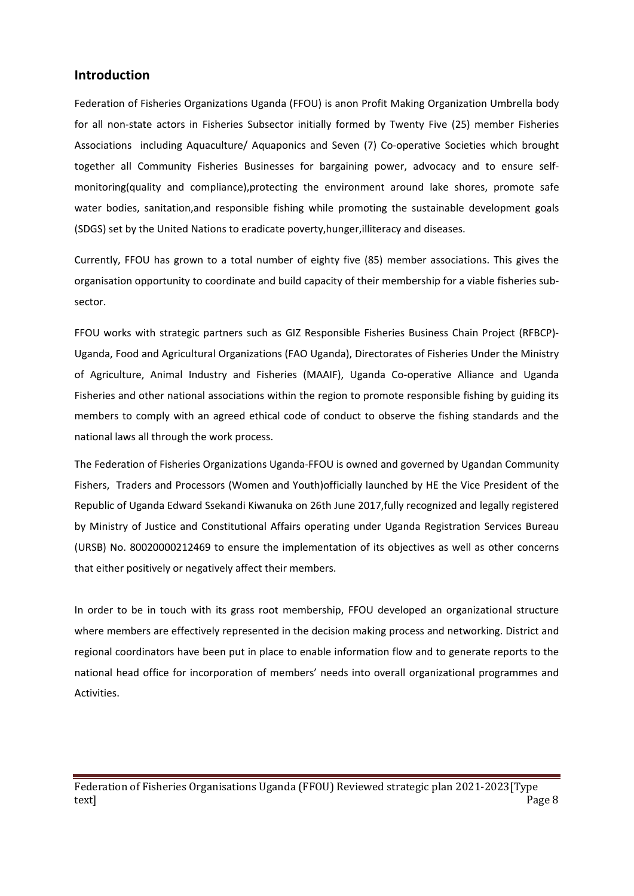## Introduction

Federation of Fisheries Organizations Uganda (FFOU) is anon Profit Making Organization Umbrella body for all non-state actors in Fisheries Subsector initially formed by Twenty Five (25) member Fisheries Associations including Aquaculture/ Aquaponics and Seven (7) Co-operative Societies which brought together all Community Fisheries Businesses for bargaining power, advocacy and to ensure self-monitoring(quality and compliance),protecting the environment around lake shores, promote safe water bodies, sanitation,and responsible fishing while promoting the sustainable development goals (SDGS) set by the United Nations to eradicate poverty,hunger,illiteracy and diseases.

Currently, FFOU has grown to a total number of eighty five (85) member associations. This gives the organisation opportunity to coordinate and build capacity of their membership for a viable fisheries sub-sector.

FFOU works with strategic partners such as GIZ Responsible Fisheries Business Chain Project (RFBCP)-Uganda, Food and Agricultural Organizations (FAO Uganda), Directorates of Fisheries Under the Ministry of Agriculture, Animal Industry and Fisheries (MAAIF), Uganda Co-operative Alliance and Uganda Fisheries and other national associations within the region to promote responsible fishing by guiding its members to comply with an agreed ethical code of conduct to observe the fishing standards and the national laws all through the work process.

The Federation of Fisheries Organizations Uganda-FFOU is owned and governed by Ugandan Community Fishers, Traders and Processors (Women and Youth)officially launched by HE the Vice President of the Republic of Uganda Edward Ssekandi Kiwanuka on 26th June 2017,fully recognized and legally registered by Ministry of Justice and Constitutional Affairs operating under Uganda Registration Services Bureau (URSB) No. 80020000212469 to ensure the implementation of its objectives as well as other concerns that either positively or negatively affect their members.

In order to be in touch with its grass root membership, FFOU developed an organizational structure where members are effectively represented in the decision making process and networking. District and regional coordinators have been put in place to enable information flow and to generate reports to the national head office for incorporation of members' needs into overall organizational programmes and Activities.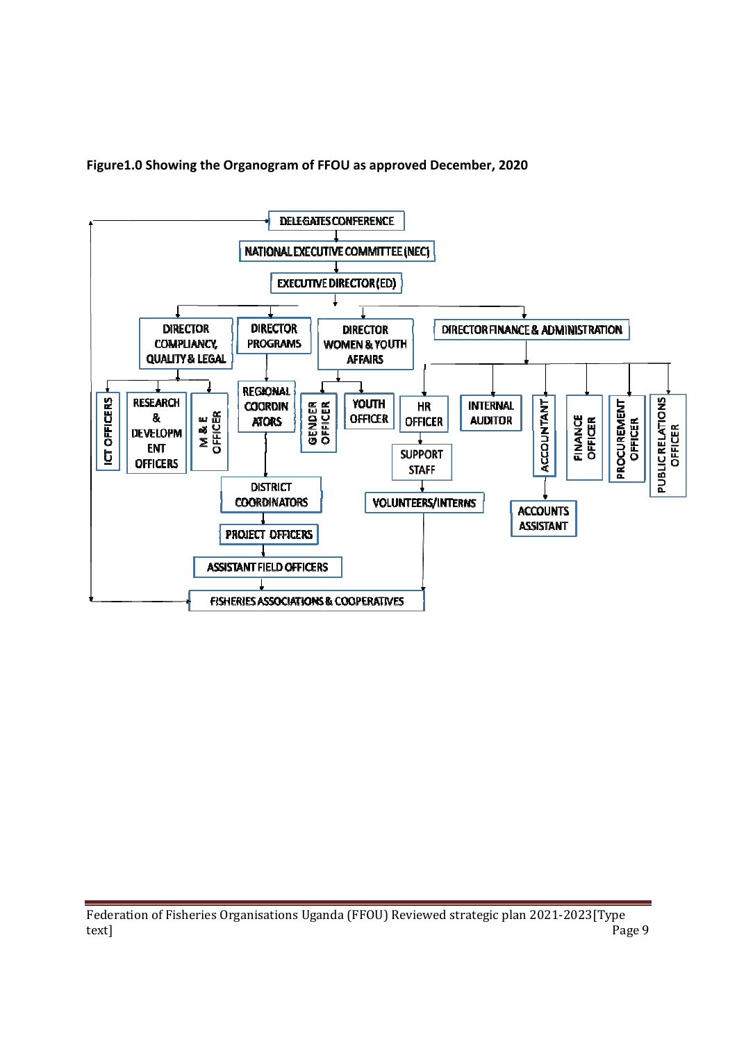**Figure1.0 Showing the Organogram of FFOU as approved December, 2020**

- DELEGATES CONFERENCE
  - NATIONAL EXECUTIVE COMMITTEE (NEC)
    - EXECUTIVE DIRECTOR (ED)
      - DIRECTOR COMPLIANCY, QUALITY & LEGAL
        - ICT OFFICERS
        - RESEARCH & DEVELOPMENT OFFICERS
        - M & E OFFICER
      - DIRECTOR PROGRAMS
        - REGIONAL COORDINATORS
          - DISTRICT COORDINATORS
            - PROJECT OFFICERS
              - ASSISTANT FIELD OFFICERS
                - FISHERIES ASSOCIATIONS & COOPERATIVES
      - DIRECTOR WOMEN & YOUTH AFFAIRS
        - GENDER OFFICER
        - YOUTH OFFICER
      - DIRECTOR FINANCE & ADMINISTRATION
        - HR OFFICER
          - SUPPORT STAFF
            - VOLUNTEERS/INTERNS
              - FISHERIES ASSOCIATIONS & COOPERATIVES
        - INTERNAL AUDITOR
        - ACCOUNTANT
          - ACCOUNTS ASSISTANT
        - FINANCE OFFICER
        - PROCUREMENT OFFICER
        - PUBLIC RELATIONS OFFICER

FISHERIES ASSOCIATIONS & COOPERATIVES ↔ DELEGATES CONFERENCE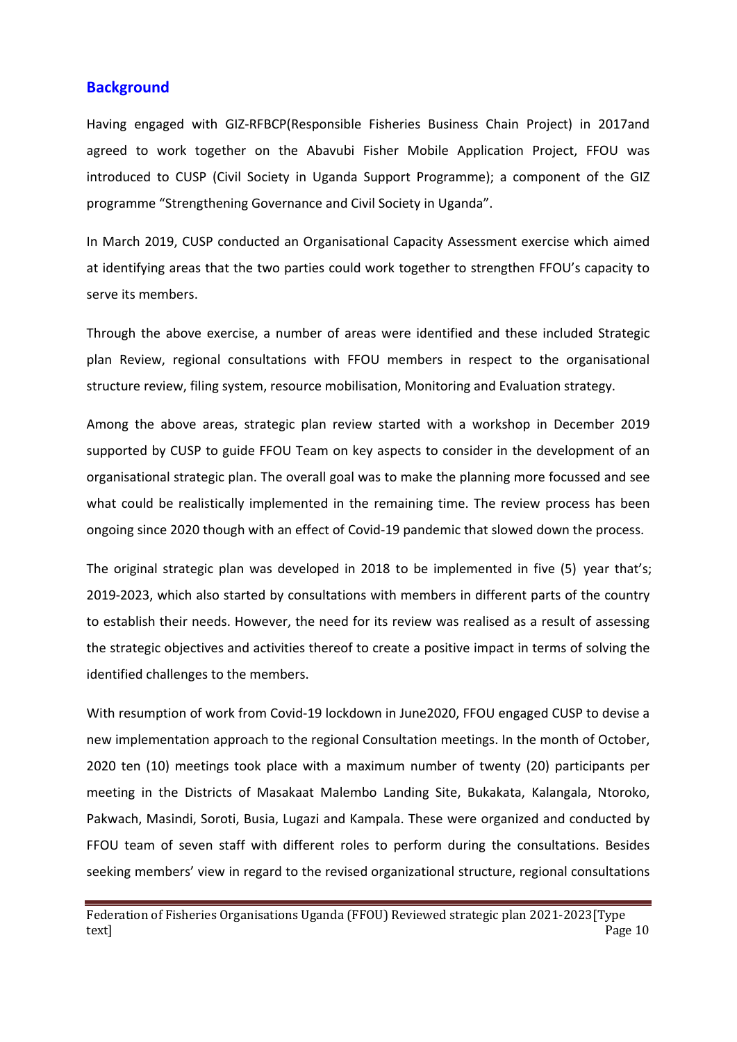## Background

Having engaged with GIZ-RFBCP(Responsible Fisheries Business Chain Project) in 2017and agreed to work together on the Abavubi Fisher Mobile Application Project, FFOU was introduced to CUSP (Civil Society in Uganda Support Programme); a component of the GIZ programme "Strengthening Governance and Civil Society in Uganda".

In March 2019, CUSP conducted an Organisational Capacity Assessment exercise which aimed at identifying areas that the two parties could work together to strengthen FFOU's capacity to serve its members.

Through the above exercise, a number of areas were identified and these included Strategic plan Review, regional consultations with FFOU members in respect to the organisational structure review, filing system, resource mobilisation, Monitoring and Evaluation strategy.

Among the above areas, strategic plan review started with a workshop in December 2019 supported by CUSP to guide FFOU Team on key aspects to consider in the development of an organisational strategic plan. The overall goal was to make the planning more focussed and see what could be realistically implemented in the remaining time. The review process has been ongoing since 2020 though with an effect of Covid-19 pandemic that slowed down the process.

The original strategic plan was developed in 2018 to be implemented in five (5) year that's; 2019-2023, which also started by consultations with members in different parts of the country to establish their needs. However, the need for its review was realised as a result of assessing the strategic objectives and activities thereof to create a positive impact in terms of solving the identified challenges to the members.

With resumption of work from Covid-19 lockdown in June2020, FFOU engaged CUSP to devise a new implementation approach to the regional Consultation meetings. In the month of October, 2020 ten (10) meetings took place with a maximum number of twenty (20) participants per meeting in the Districts of Masakaat Malembo Landing Site, Bukakata, Kalangala, Ntoroko, Pakwach, Masindi, Soroti, Busia, Lugazi and Kampala. These were organized and conducted by FFOU team of seven staff with different roles to perform during the consultations. Besides seeking members' view in regard to the revised organizational structure, regional consultations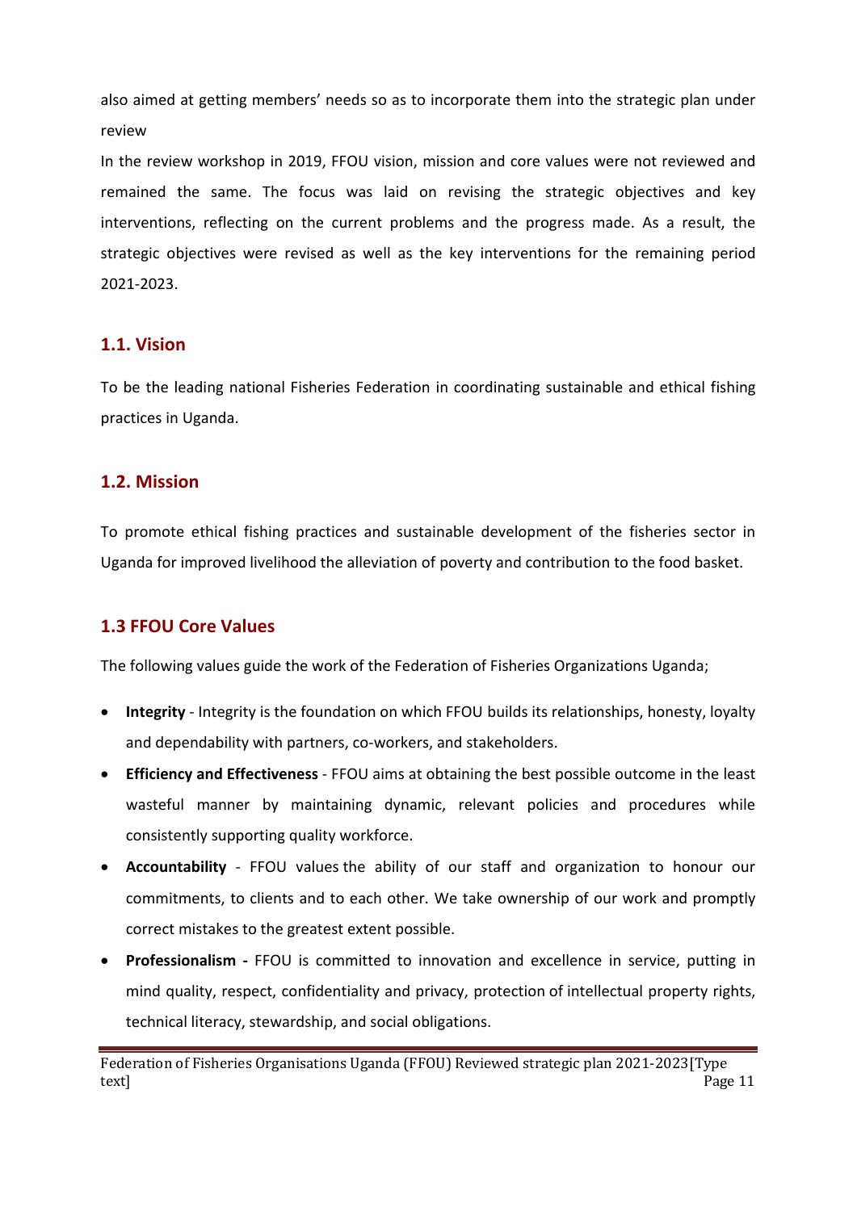also aimed at getting members' needs so as to incorporate them into the strategic plan under review

In the review workshop in 2019, FFOU vision, mission and core values were not reviewed and remained the same. The focus was laid on revising the strategic objectives and key interventions, reflecting on the current problems and the progress made. As a result, the strategic objectives were revised as well as the key interventions for the remaining period 2021-2023.

## 1.1. Vision

To be the leading national Fisheries Federation in coordinating sustainable and ethical fishing practices in Uganda.

## 1.2. Mission

To promote ethical fishing practices and sustainable development of the fisheries sector in Uganda for improved livelihood the alleviation of poverty and contribution to the food basket.

## 1.3 FFOU Core Values

The following values guide the work of the Federation of Fisheries Organizations Uganda;

- **Integrity** - Integrity is the foundation on which FFOU builds its relationships, honesty, loyalty and dependability with partners, co-workers, and stakeholders.
- **Efficiency and Effectiveness** - FFOU aims at obtaining the best possible outcome in the least wasteful manner by maintaining dynamic, relevant policies and procedures while consistently supporting quality workforce.
- **Accountability** - FFOU values the ability of our staff and organization to honour our commitments, to clients and to each other. We take ownership of our work and promptly correct mistakes to the greatest extent possible.
- **Professionalism -** FFOU is committed to innovation and excellence in service, putting in mind quality, respect, confidentiality and privacy, protection of intellectual property rights, technical literacy, stewardship, and social obligations.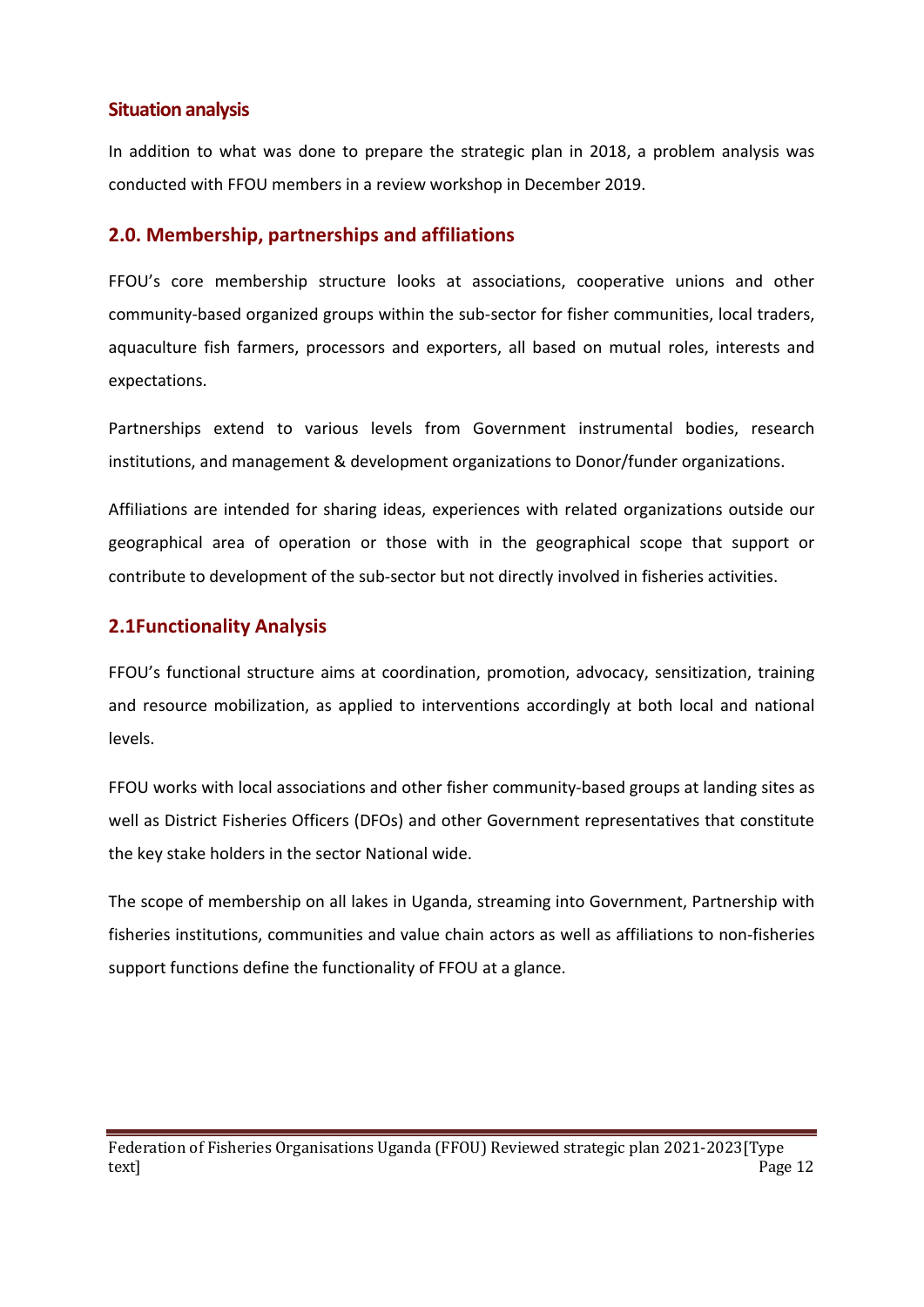## Situation analysis

In addition to what was done to prepare the strategic plan in 2018, a problem analysis was conducted with FFOU members in a review workshop in December 2019.

## 2.0. Membership, partnerships and affiliations

FFOU's core membership structure looks at associations, cooperative unions and other community-based organized groups within the sub-sector for fisher communities, local traders, aquaculture fish farmers, processors and exporters, all based on mutual roles, interests and expectations.

Partnerships extend to various levels from Government instrumental bodies, research institutions, and management & development organizations to Donor/funder organizations.

Affiliations are intended for sharing ideas, experiences with related organizations outside our geographical area of operation or those with in the geographical scope that support or contribute to development of the sub-sector but not directly involved in fisheries activities.

## 2.1Functionality Analysis

FFOU's functional structure aims at coordination, promotion, advocacy, sensitization, training and resource mobilization, as applied to interventions accordingly at both local and national levels.

FFOU works with local associations and other fisher community-based groups at landing sites as well as District Fisheries Officers (DFOs) and other Government representatives that constitute the key stake holders in the sector National wide.

The scope of membership on all lakes in Uganda, streaming into Government, Partnership with fisheries institutions, communities and value chain actors as well as affiliations to non-fisheries support functions define the functionality of FFOU at a glance.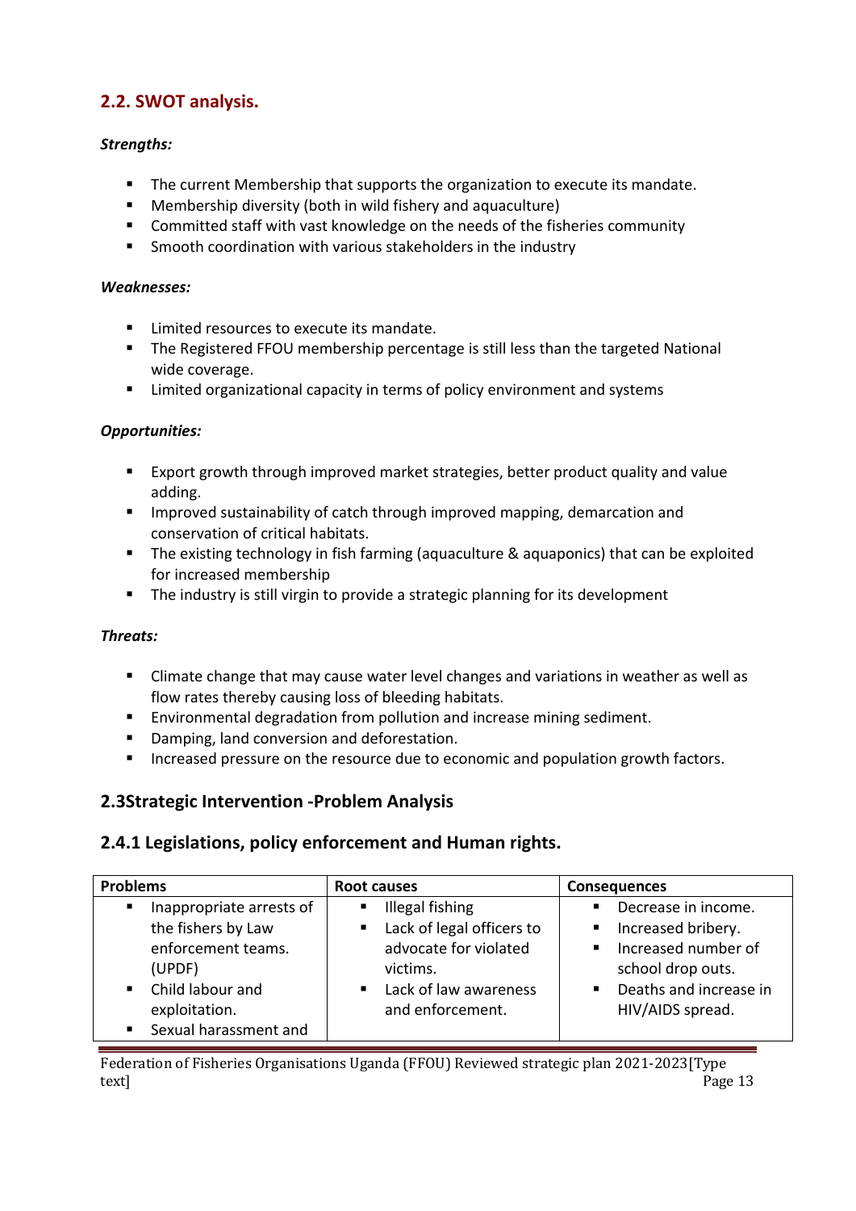## 2.2. SWOT analysis.

***Strengths:***

- The current Membership that supports the organization to execute its mandate.
- Membership diversity (both in wild fishery and aquaculture)
- Committed staff with vast knowledge on the needs of the fisheries community
- Smooth coordination with various stakeholders in the industry

***Weaknesses:***

- Limited resources to execute its mandate.
- The Registered FFOU membership percentage is still less than the targeted National wide coverage.
- Limited organizational capacity in terms of policy environment and systems

***Opportunities:***

- Export growth through improved market strategies, better product quality and value adding.
- Improved sustainability of catch through improved mapping, demarcation and conservation of critical habitats.
- The existing technology in fish farming (aquaculture & aquaponics) that can be exploited for increased membership
- The industry is still virgin to provide a strategic planning for its development

***Threats:***

- Climate change that may cause water level changes and variations in weather as well as flow rates thereby causing loss of bleeding habitats.
- Environmental degradation from pollution and increase mining sediment.
- Damping, land conversion and deforestation.
- Increased pressure on the resource due to economic and population growth factors.

## 2.3Strategic Intervention -Problem Analysis

### 2.4.1 Legislations, policy enforcement and Human rights.

| Problems | Root causes | Consequences |
|---|---|---|
| ▪ Inappropriate arrests of the fishers by Law enforcement teams. (UPDF)<br>▪ Child labour and exploitation.<br>▪ Sexual harassment and | ▪ Illegal fishing<br>▪ Lack of legal officers to advocate for violated victims.<br>▪ Lack of law awareness and enforcement. | ▪ Decrease in income.<br>▪ Increased bribery.<br>▪ Increased number of school drop outs.<br>▪ Deaths and increase in HIV/AIDS spread. |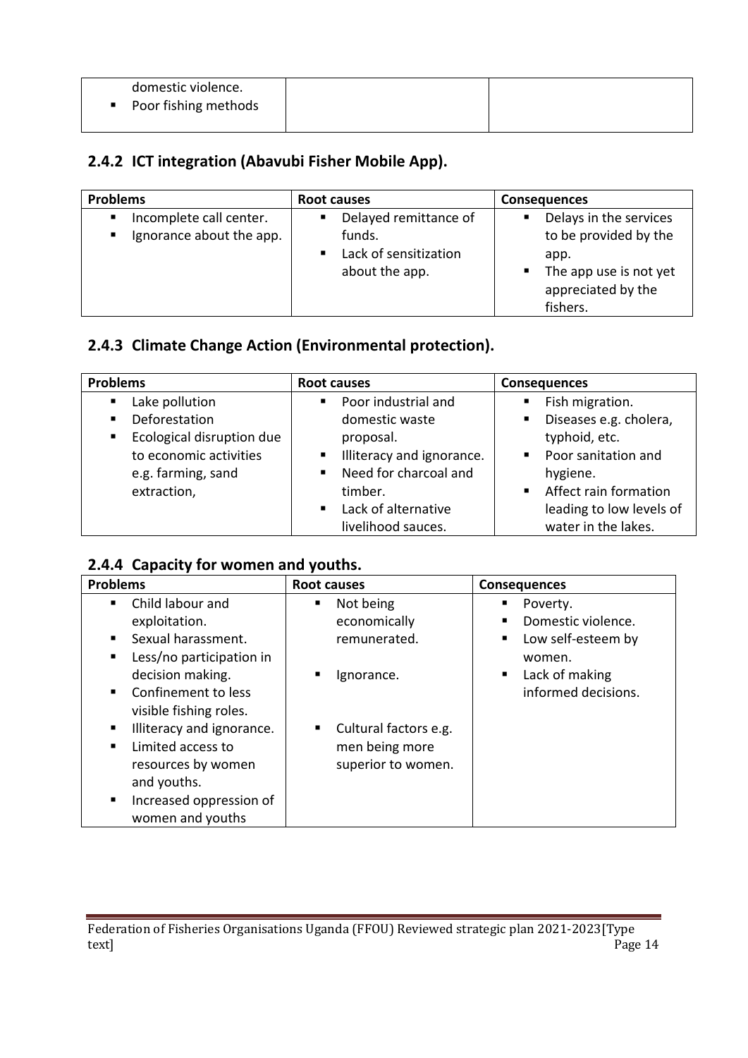| | | |
|---|---|---|
| domestic violence.<br>▪ Poor fishing methods | | |

### 2.4.2 ICT integration (Abavubi Fisher Mobile App).

| Problems | Root causes | Consequences |
|---|---|---|
| ▪ Incomplete call center.<br>▪ Ignorance about the app. | ▪ Delayed remittance of funds.<br>▪ Lack of sensitization about the app. | ▪ Delays in the services to be provided by the app.<br>▪ The app use is not yet appreciated by the fishers. |

### 2.4.3 Climate Change Action (Environmental protection).

| Problems | Root causes | Consequences |
|---|---|---|
| ▪ Lake pollution<br>▪ Deforestation<br>▪ Ecological disruption due to economic activities e.g. farming, sand extraction, | ▪ Poor industrial and domestic waste proposal.<br>▪ Illiteracy and ignorance.<br>▪ Need for charcoal and timber.<br>▪ Lack of alternative livelihood sauces. | ▪ Fish migration.<br>▪ Diseases e.g. cholera, typhoid, etc.<br>▪ Poor sanitation and hygiene.<br>▪ Affect rain formation leading to low levels of water in the lakes. |

### 2.4.4 Capacity for women and youths.

| Problems | Root causes | Consequences |
|---|---|---|
| ▪ Child labour and exploitation.<br>▪ Sexual harassment.<br>▪ Less/no participation in decision making.<br>▪ Confinement to less visible fishing roles.<br>▪ Illiteracy and ignorance.<br>▪ Limited access to resources by women and youths.<br>▪ Increased oppression of women and youths | ▪ Not being economically remunerated.<br>▪ Ignorance.<br>▪ Cultural factors e.g. men being more superior to women. | ▪ Poverty.<br>▪ Domestic violence.<br>▪ Low self-esteem by women.<br>▪ Lack of making informed decisions. |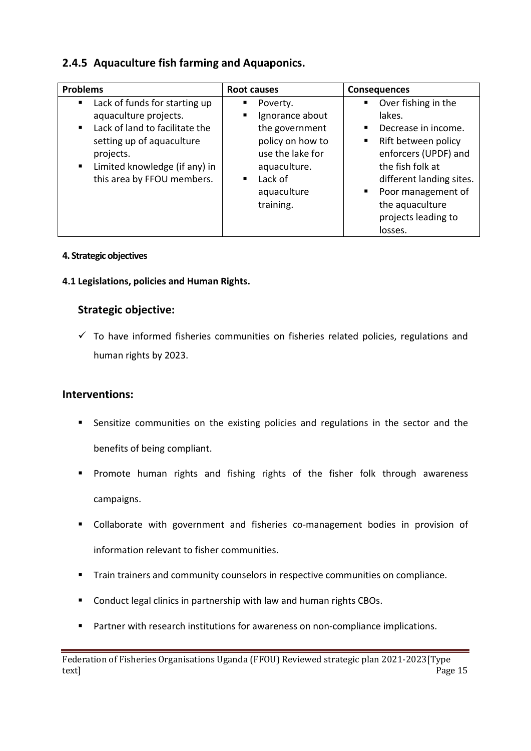### 2.4.5 Aquaculture fish farming and Aquaponics.

| Problems | Root causes | Consequences |
|---|---|---|
| ▪ Lack of funds for starting up aquaculture projects.<br>▪ Lack of land to facilitate the setting up of aquaculture projects.<br>▪ Limited knowledge (if any) in this area by FFOU members. | ▪ Poverty.<br>▪ Ignorance about the government policy on how to use the lake for aquaculture.<br>▪ Lack of aquaculture training. | ▪ Over fishing in the lakes.<br>▪ Decrease in income.<br>▪ Rift between policy enforcers (UPDF) and the fish folk at different landing sites.<br>▪ Poor management of the aquaculture projects leading to losses. |

**4. Strategic objectives**

**4.1 Legislations, policies and Human Rights.**

## Strategic objective:

- ✓ To have informed fisheries communities on fisheries related policies, regulations and human rights by 2023.

## Interventions:

- Sensitize communities on the existing policies and regulations in the sector and the benefits of being compliant.
- Promote human rights and fishing rights of the fisher folk through awareness campaigns.
- Collaborate with government and fisheries co-management bodies in provision of information relevant to fisher communities.
- Train trainers and community counselors in respective communities on compliance.
- Conduct legal clinics in partnership with law and human rights CBOs.
- Partner with research institutions for awareness on non-compliance implications.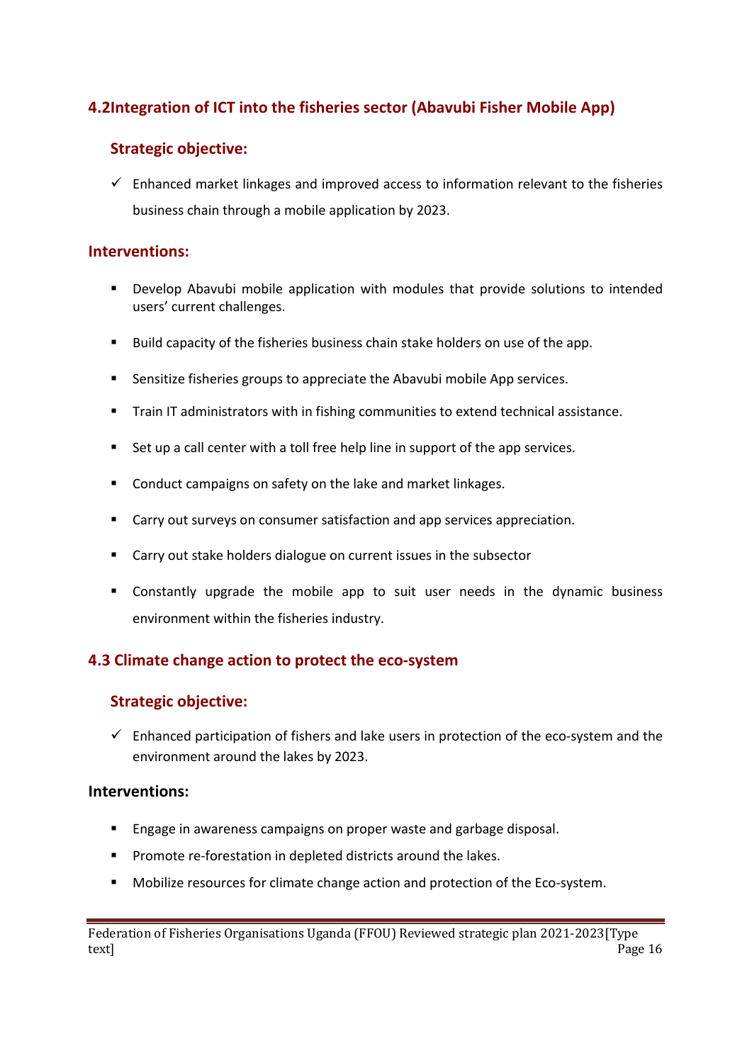## 4.2Integration of ICT into the fisheries sector (Abavubi Fisher Mobile App)

### Strategic objective:

- ✓ Enhanced market linkages and improved access to information relevant to the fisheries business chain through a mobile application by 2023.

### Interventions:

- Develop Abavubi mobile application with modules that provide solutions to intended users' current challenges.
- Build capacity of the fisheries business chain stake holders on use of the app.
- Sensitize fisheries groups to appreciate the Abavubi mobile App services.
- Train IT administrators with in fishing communities to extend technical assistance.
- Set up a call center with a toll free help line in support of the app services.
- Conduct campaigns on safety on the lake and market linkages.
- Carry out surveys on consumer satisfaction and app services appreciation.
- Carry out stake holders dialogue on current issues in the subsector
- Constantly upgrade the mobile app to suit user needs in the dynamic business environment within the fisheries industry.

## 4.3 Climate change action to protect the eco-system

### Strategic objective:

- ✓ Enhanced participation of fishers and lake users in protection of the eco-system and the environment around the lakes by 2023.

### Interventions:

- Engage in awareness campaigns on proper waste and garbage disposal.
- Promote re-forestation in depleted districts around the lakes.
- Mobilize resources for climate change action and protection of the Eco-system.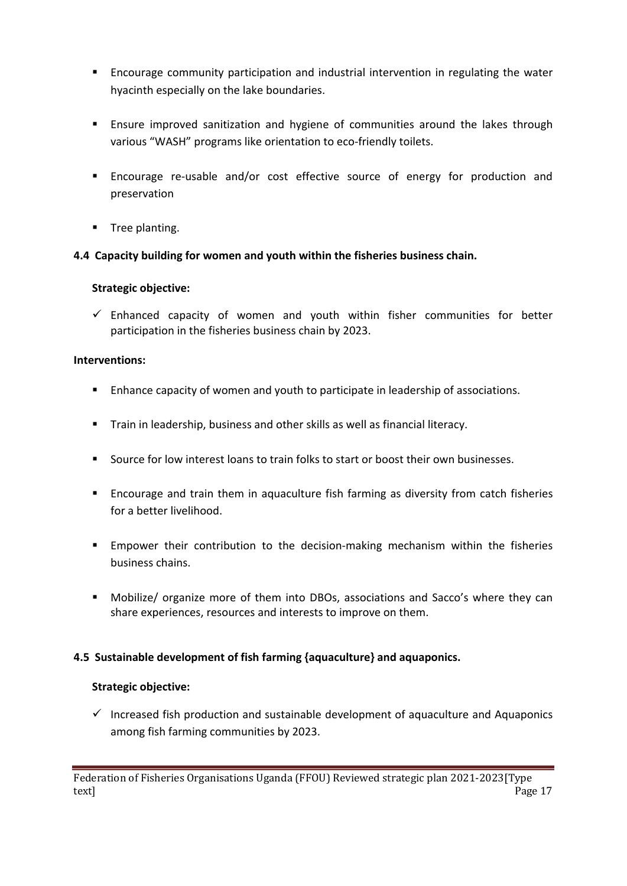- Encourage community participation and industrial intervention in regulating the water hyacinth especially on the lake boundaries.
- Ensure improved sanitization and hygiene of communities around the lakes through various "WASH" programs like orientation to eco-friendly toilets.
- Encourage re-usable and/or cost effective source of energy for production and preservation
- Tree planting.

### 4.4 Capacity building for women and youth within the fisheries business chain.

**Strategic objective:**

- ✓ Enhanced capacity of women and youth within fisher communities for better participation in the fisheries business chain by 2023.

**Interventions:**

- Enhance capacity of women and youth to participate in leadership of associations.
- Train in leadership, business and other skills as well as financial literacy.
- Source for low interest loans to train folks to start or boost their own businesses.
- Encourage and train them in aquaculture fish farming as diversity from catch fisheries for a better livelihood.
- Empower their contribution to the decision-making mechanism within the fisheries business chains.
- Mobilize/ organize more of them into DBOs, associations and Sacco's where they can share experiences, resources and interests to improve on them.

### 4.5 Sustainable development of fish farming {aquaculture} and aquaponics.

**Strategic objective:**

- ✓ Increased fish production and sustainable development of aquaculture and Aquaponics among fish farming communities by 2023.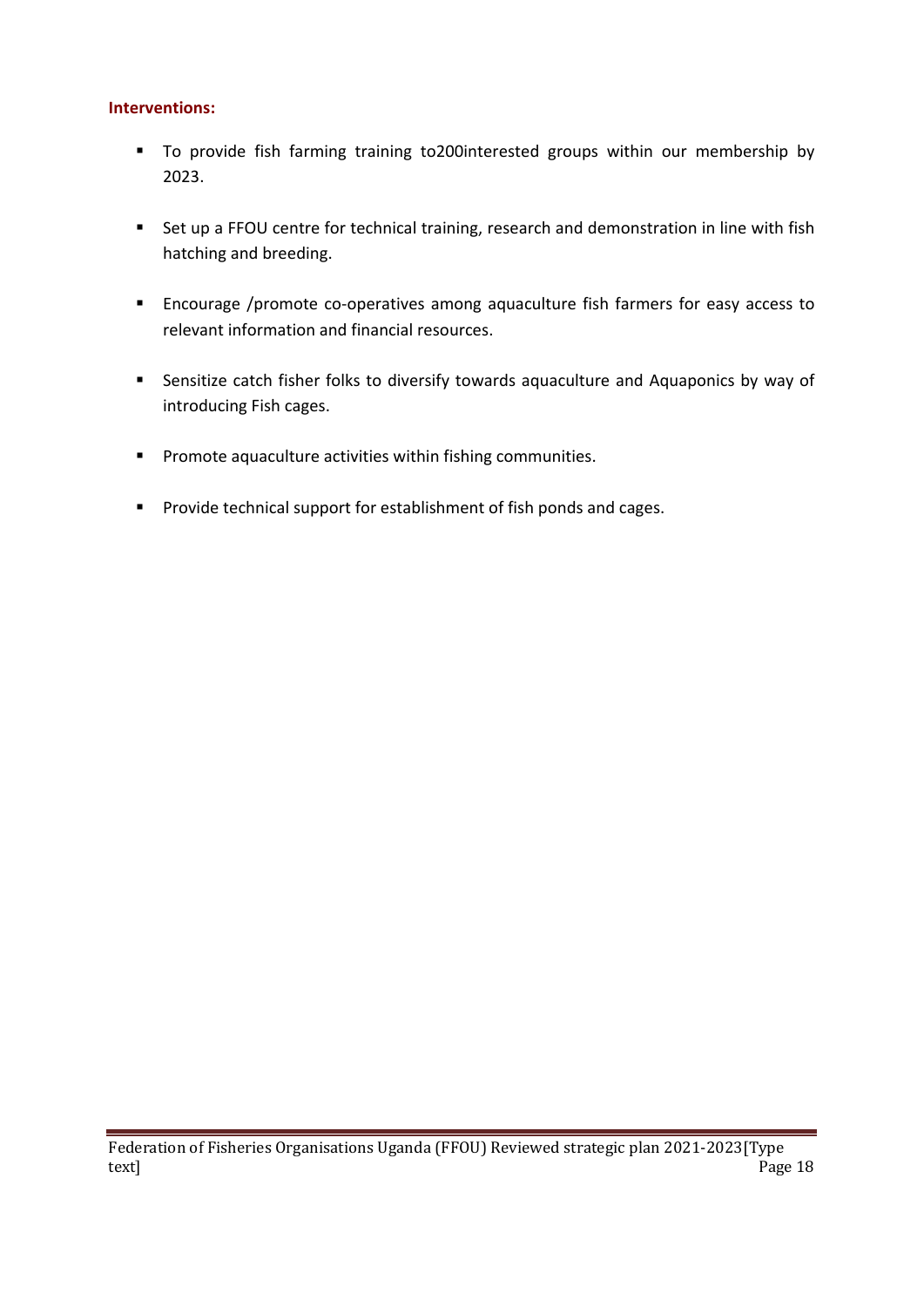**Interventions:**

- To provide fish farming training to200interested groups within our membership by 2023.
- Set up a FFOU centre for technical training, research and demonstration in line with fish hatching and breeding.
- Encourage /promote co-operatives among aquaculture fish farmers for easy access to relevant information and financial resources.
- Sensitize catch fisher folks to diversify towards aquaculture and Aquaponics by way of introducing Fish cages.
- Promote aquaculture activities within fishing communities.
- Provide technical support for establishment of fish ponds and cages.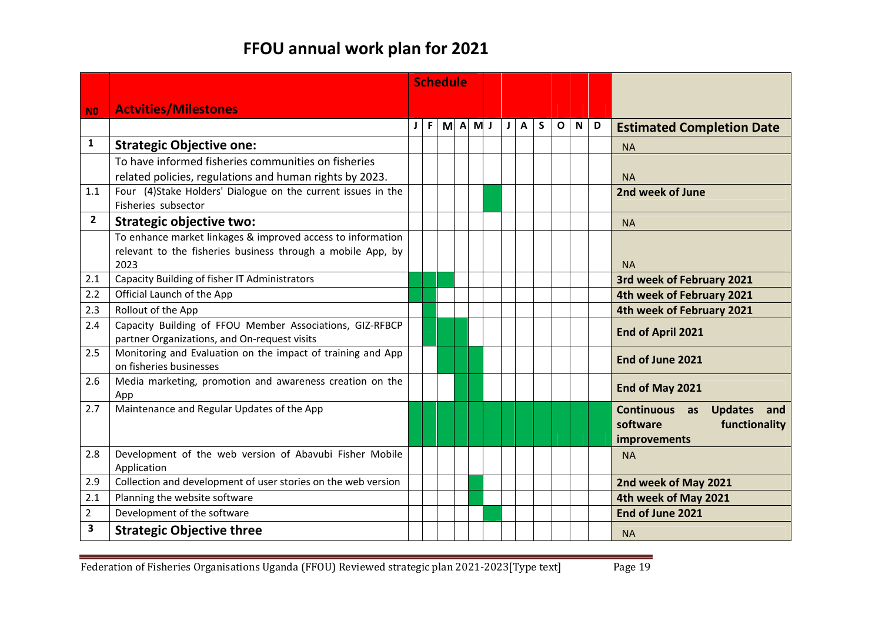# FFOU annual work plan for 2021

Shaded (scheduled) months are marked with ■.

| N0 | Actvities/Milestones | Schedule | | | | | | | | | | | | |
|---|---|---|---|---|---|---|---|---|---|---|---|---|---|---|
| | | J | F | M | A | M | J | J | A | S | O | N | D | Estimated Completion Date |
| 1 | **Strategic Objective one:** | | | | | | | | | | | | | NA |
| | To have informed fisheries communities on fisheries related policies, regulations and human rights by 2023. | | | | | | | | | | | | | NA |
| 1.1 | Four (4)Stake Holders' Dialogue on the current issues in the Fisheries subsector | | | | | | ■ | | | | | | | **2nd week of June** |
| 2 | **Strategic objective two:** | | | | | | | | | | | | | NA |
| | To enhance market linkages & improved access to information relevant to the fisheries business through a mobile App, by 2023 | | | | | | | | | | | | | NA |
| 2.1 | Capacity Building of fisher IT Administrators | ■ | ■ | ■ | | | | | | | | | | **3rd week of February 2021** |
| 2.2 | Official Launch of the App | ■ | ■ | | | | | | | | | | | **4th week of February 2021** |
| 2.3 | Rollout of the App | | ■ | | | | | | | | | | | **4th week of February 2021** |
| 2.4 | Capacity Building of FFOU Member Associations, GIZ-RFBCP partner Organizations, and On-request visits | | ■ | ■ | ■ | | | | | | | | | **End of April 2021** |
| 2.5 | Monitoring and Evaluation on the impact of training and App on fisheries businesses | | | ■ | ■ | ■ | | | | | | | | **End of June 2021** |
| 2.6 | Media marketing, promotion and awareness creation on the App | | | | ■ | ■ | | | | | | | | **End of May 2021** |
| 2.7 | Maintenance and Regular Updates of the App | ■ | ■ | ■ | ■ | ■ | ■ | ■ | ■ | ■ | ■ | ■ | ■ | **Continuous as Updates and software functionality improvements** |
| 2.8 | Development of the web version of Abavubi Fisher Mobile Application | | | | | | | | | | | | | NA |
| 2.9 | Collection and development of user stories on the web version | | | | | ■ | | | | | | | | **2nd week of May 2021** |
| 2.1 | Planning the website software | | | | | ■ | | | | | | | | **4th week of May 2021** |
| 2 | Development of the software | | | | | | ■ | | | | | | | **End of June 2021** |
| 3 | **Strategic Objective three** | | | | | | | | | | | | | NA |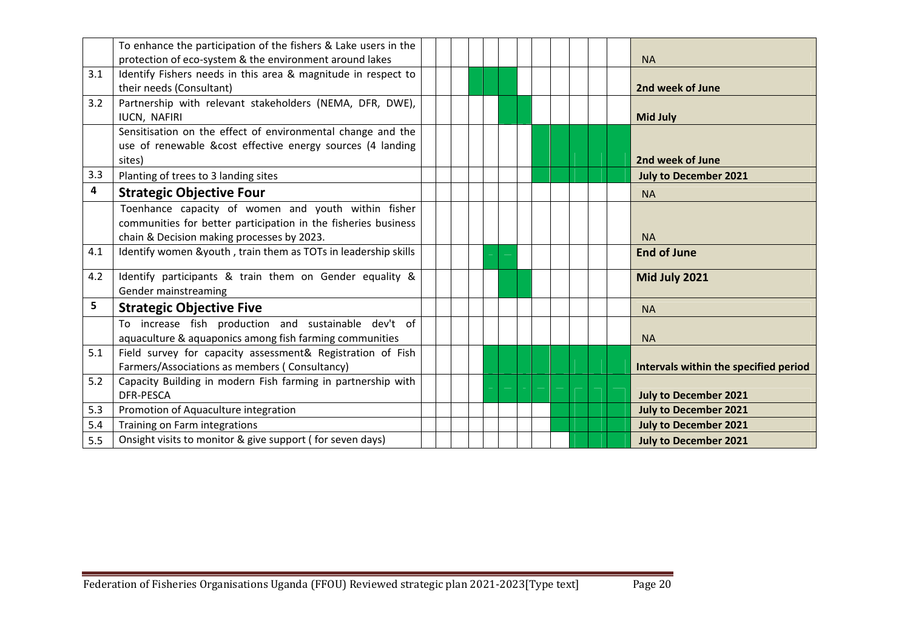| | | |
|---|---|---|
| | To enhance the participation of the fishers & Lake users in the protection of eco-system & the environment around lakes | NA |
| 3.1 | Identify Fishers needs in this area & magnitude in respect to their needs (Consultant) | **2nd week of June** |
| 3.2 | Partnership with relevant stakeholders (NEMA, DFR, DWE), IUCN, NAFIRI | **Mid July** |
| | Sensitisation on the effect of environmental change and the use of renewable &cost effective energy sources (4 landing sites) | **2nd week of June** |
| 3.3 | Planting of trees to 3 landing sites | **July to December 2021** |
| **4** | **Strategic Objective Four** | NA |
| | Toenhance capacity of women and youth within fisher communities for better participation in the fisheries business chain & Decision making processes by 2023. | NA |
| 4.1 | Identify women &youth , train them as TOTs in leadership skills | **End of June** |
| 4.2 | Identify participants & train them on Gender equality & Gender mainstreaming | **Mid July 2021** |
| **5** | **Strategic Objective Five** | NA |
| | To increase fish production and sustainable dev't of aquaculture & aquaponics among fish farming communities | NA |
| 5.1 | Field survey for capacity assessment& Registration of Fish Farmers/Associations as members ( Consultancy) | **Intervals within the specified period** |
| 5.2 | Capacity Building in modern Fish farming in partnership with DFR-PESCA | **July to December 2021** |
| 5.3 | Promotion of Aquaculture integration | **July to December 2021** |
| 5.4 | Training on Farm integrations | **July to December 2021** |
| 5.5 | Onsight visits to monitor & give support ( for seven days) | **July to December 2021** |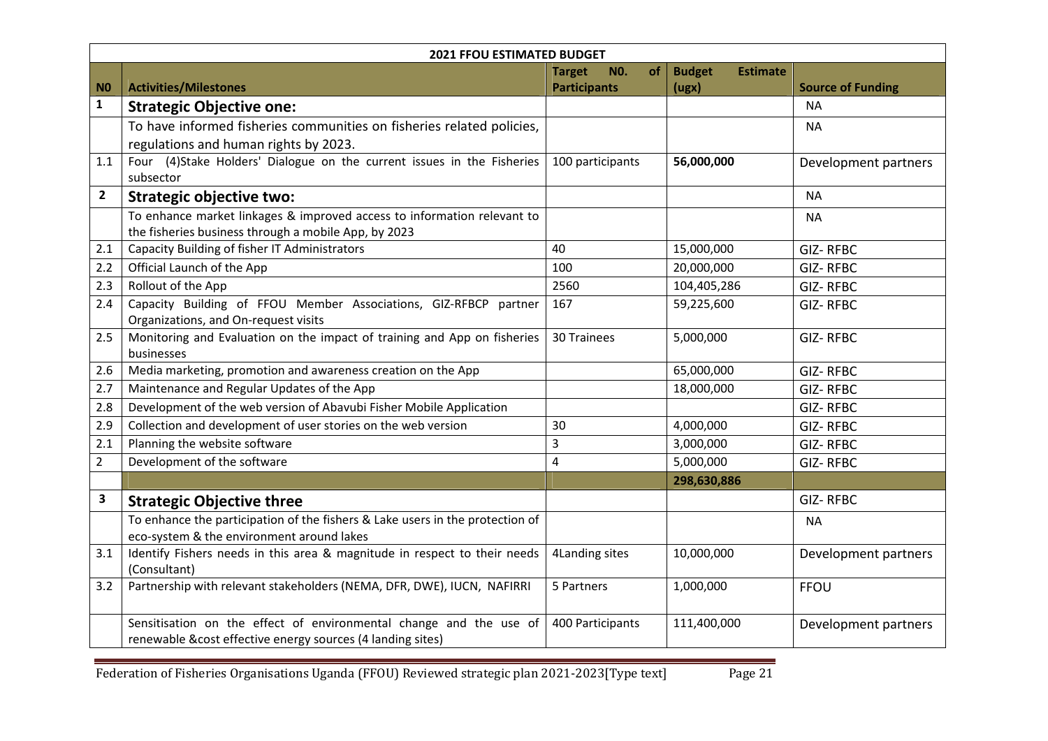| 2021 FFOU ESTIMATED BUDGET | | | | |
|---|---|---|---|---|
| **N0** | **Activities/Milestones** | **Target N0. of Participants** | **Budget Estimate (ugx)** | **Source of Funding** |
| **1** | **Strategic Objective one:** | | | NA |
| | To have informed fisheries communities on fisheries related policies, regulations and human rights by 2023. | | | NA |
| 1.1 | Four (4)Stake Holders' Dialogue on the current issues in the Fisheries subsector | 100 participants | **56,000,000** | Development partners |
| **2** | **Strategic objective two:** | | | NA |
| | To enhance market linkages & improved access to information relevant to the fisheries business through a mobile App, by 2023 | | | NA |
| 2.1 | Capacity Building of fisher IT Administrators | 40 | 15,000,000 | GIZ- RFBC |
| 2.2 | Official Launch of the App | 100 | 20,000,000 | GIZ- RFBC |
| 2.3 | Rollout of the App | 2560 | 104,405,286 | GIZ- RFBC |
| 2.4 | Capacity Building of FFOU Member Associations, GIZ-RFBCP partner Organizations, and On-request visits | 167 | 59,225,600 | GIZ- RFBC |
| 2.5 | Monitoring and Evaluation on the impact of training and App on fisheries businesses | 30 Trainees | 5,000,000 | GIZ- RFBC |
| 2.6 | Media marketing, promotion and awareness creation on the App | | 65,000,000 | GIZ- RFBC |
| 2.7 | Maintenance and Regular Updates of the App | | 18,000,000 | GIZ- RFBC |
| 2.8 | Development of the web version of Abavubi Fisher Mobile Application | | | GIZ- RFBC |
| 2.9 | Collection and development of user stories on the web version | 30 | 4,000,000 | GIZ- RFBC |
| 2.1 | Planning the website software | 3 | 3,000,000 | GIZ- RFBC |
| 2 | Development of the software | 4 | 5,000,000 | GIZ- RFBC |
| | | | **298,630,886** | |
| **3** | **Strategic Objective three** | | | GIZ- RFBC |
| | To enhance the participation of the fishers & Lake users in the protection of eco-system & the environment around lakes | | | NA |
| 3.1 | Identify Fishers needs in this area & magnitude in respect to their needs (Consultant) | 4Landing sites | 10,000,000 | Development partners |
| 3.2 | Partnership with relevant stakeholders (NEMA, DFR, DWE), IUCN, NAFIRRI | 5 Partners | 1,000,000 | FFOU |
| | Sensitisation on the effect of environmental change and the use of renewable &cost effective energy sources (4 landing sites) | 400 Participants | 111,400,000 | Development partners |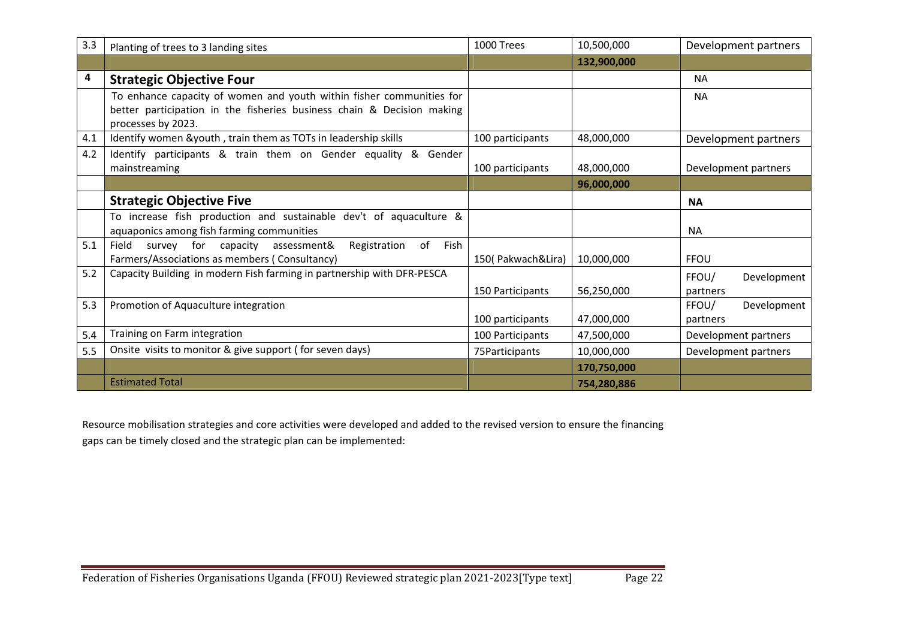| | | | | |
|---|---|---|---|---|
| 3.3 | Planting of trees to 3 landing sites | 1000 Trees | 10,500,000 | Development partners |
| | | | **132,900,000** | |
| **4** | **Strategic Objective Four** | | | NA |
| | To enhance capacity of women and youth within fisher communities for better participation in the fisheries business chain & Decision making processes by 2023. | | | NA |
| 4.1 | Identify women &youth , train them as TOTs in leadership skills | 100 participants | 48,000,000 | Development partners |
| 4.2 | Identify participants & train them on Gender equality & Gender mainstreaming | 100 participants | 48,000,000 | Development partners |
| | | | **96,000,000** | |
| | **Strategic Objective Five** | | | **NA** |
| | To increase fish production and sustainable dev't of aquaculture & aquaponics among fish farming communities | | | NA |
| 5.1 | Field survey for capacity assessment& Registration of Fish Farmers/Associations as members ( Consultancy) | 150( Pakwach&Lira) | 10,000,000 | FFOU |
| 5.2 | Capacity Building in modern Fish farming in partnership with DFR-PESCA | 150 Participants | 56,250,000 | FFOU/ Development partners |
| 5.3 | Promotion of Aquaculture integration | 100 participants | 47,000,000 | FFOU/ Development partners |
| 5.4 | Training on Farm integration | 100 Participants | 47,500,000 | Development partners |
| 5.5 | Onsite visits to monitor & give support ( for seven days) | 75Participants | 10,000,000 | Development partners |
| | | | **170,750,000** | |
| | Estimated Total | | **754,280,886** | |

Resource mobilisation strategies and core activities were developed and added to the revised version to ensure the financing gaps can be timely closed and the strategic plan can be implemented: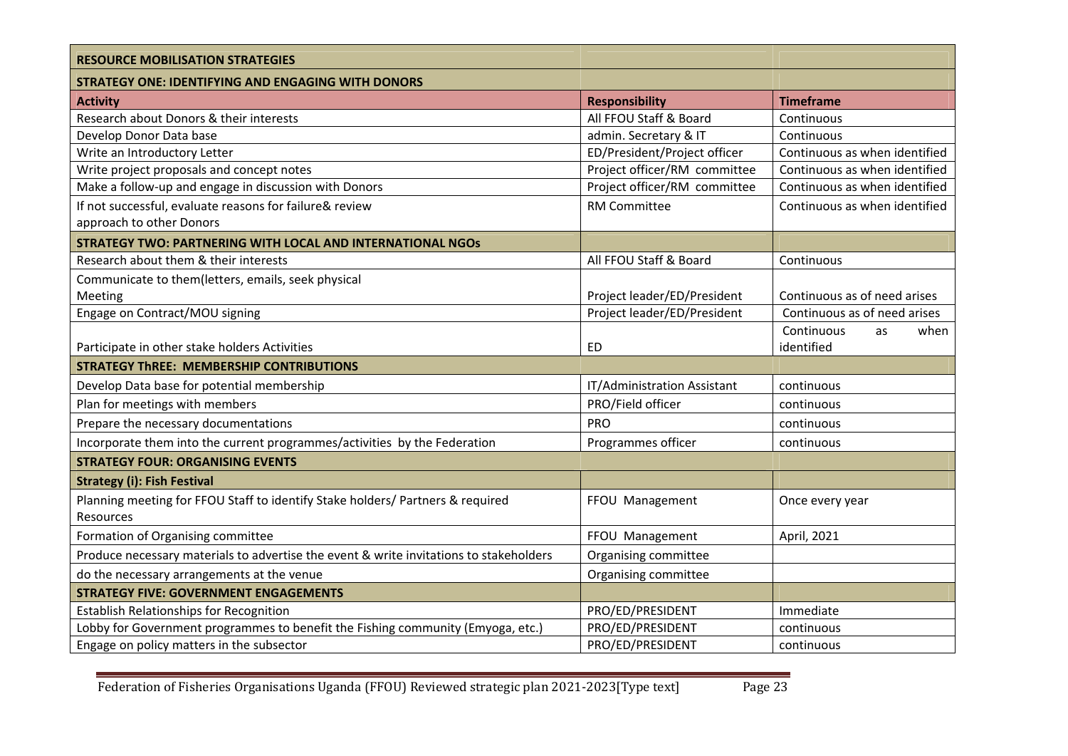| **RESOURCE MOBILISATION STRATEGIES** | | |
|---|---|---|
| **STRATEGY ONE: IDENTIFYING AND ENGAGING WITH DONORS** | | |
| **Activity** | **Responsibility** | **Timeframe** |
| Research about Donors & their interests | All FFOU Staff & Board | Continuous |
| Develop Donor Data base | admin. Secretary & IT | Continuous |
| Write an Introductory Letter | ED/President/Project officer | Continuous as when identified |
| Write project proposals and concept notes | Project officer/RM committee | Continuous as when identified |
| Make a follow-up and engage in discussion with Donors | Project officer/RM committee | Continuous as when identified |
| If not successful, evaluate reasons for failure& review approach to other Donors | RM Committee | Continuous as when identified |
| **STRATEGY TWO: PARTNERING WITH LOCAL AND INTERNATIONAL NGOs** | | |
| Research about them & their interests | All FFOU Staff & Board | Continuous |
| Communicate to them(letters, emails, seek physical Meeting | Project leader/ED/President | Continuous as of need arises |
| Engage on Contract/MOU signing | Project leader/ED/President | Continuous as of need arises |
| Participate in other stake holders Activities | ED | Continuous as when identified |
| **STRATEGY ThREE: MEMBERSHIP CONTRIBUTIONS** | | |
| Develop Data base for potential membership | IT/Administration Assistant | continuous |
| Plan for meetings with members | PRO/Field officer | continuous |
| Prepare the necessary documentations | PRO | continuous |
| Incorporate them into the current programmes/activities by the Federation | Programmes officer | continuous |
| **STRATEGY FOUR: ORGANISING EVENTS** | | |
| **Strategy (i): Fish Festival** | | |
| Planning meeting for FFOU Staff to identify Stake holders/ Partners & required Resources | FFOU Management | Once every year |
| Formation of Organising committee | FFOU Management | April, 2021 |
| Produce necessary materials to advertise the event & write invitations to stakeholders | Organising committee | |
| do the necessary arrangements at the venue | Organising committee | |
| **STRATEGY FIVE: GOVERNMENT ENGAGEMENTS** | | |
| Establish Relationships for Recognition | PRO/ED/PRESIDENT | Immediate |
| Lobby for Government programmes to benefit the Fishing community (Emyoga, etc.) | PRO/ED/PRESIDENT | continuous |
| Engage on policy matters in the subsector | PRO/ED/PRESIDENT | continuous |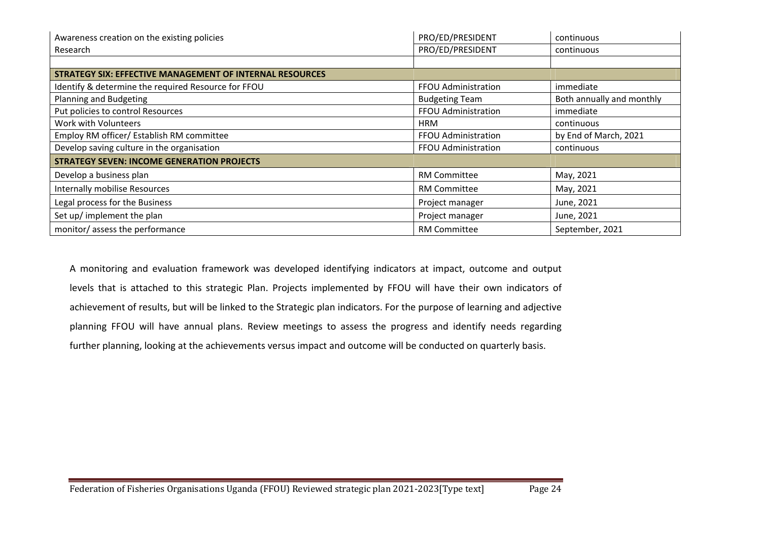| | | |
|---|---|---|
| Awareness creation on the existing policies | PRO/ED/PRESIDENT | continuous |
| Research | PRO/ED/PRESIDENT | continuous |
| | | |
| **STRATEGY SIX: EFFECTIVE MANAGEMENT OF INTERNAL RESOURCES** | | |
| Identify & determine the required Resource for FFOU | FFOU Administration | immediate |
| Planning and Budgeting | Budgeting Team | Both annually and monthly |
| Put policies to control Resources | FFOU Administration | immediate |
| Work with Volunteers | HRM | continuous |
| Employ RM officer/ Establish RM committee | FFOU Administration | by End of March, 2021 |
| Develop saving culture in the organisation | FFOU Administration | continuous |
| **STRATEGY SEVEN: INCOME GENERATION PROJECTS** | | |
| Develop a business plan | RM Committee | May, 2021 |
| Internally mobilise Resources | RM Committee | May, 2021 |
| Legal process for the Business | Project manager | June, 2021 |
| Set up/ implement the plan | Project manager | June, 2021 |
| monitor/ assess the performance | RM Committee | September, 2021 |

A monitoring and evaluation framework was developed identifying indicators at impact, outcome and output levels that is attached to this strategic Plan. Projects implemented by FFOU will have their own indicators of achievement of results, but will be linked to the Strategic plan indicators. For the purpose of learning and adjective planning FFOU will have annual plans. Review meetings to assess the progress and identify needs regarding further planning, looking at the achievements versus impact and outcome will be conducted on quarterly basis.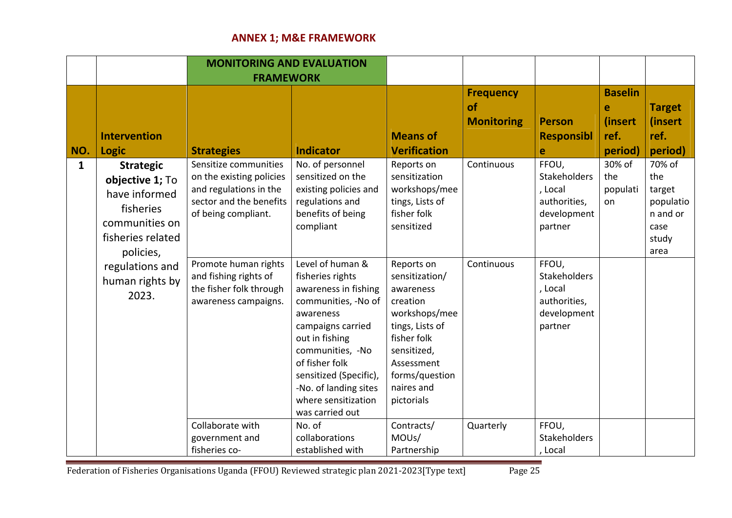## ANNEX 1; M&E FRAMEWORK

| | | MONITORING AND EVALUATION FRAMEWORK | | | | | | |
|---|---|---|---|---|---|---|---|---|
| **NO.** | **Intervention Logic** | **Strategies** | **Indicator** | **Means of Verification** | **Frequency of Monitoring** | **Person Responsible** | **Baseline (insert ref. period)** | **Target (insert ref. period)** |
| **1** | **Strategic objective 1;** To have informed fisheries communities on fisheries related policies, regulations and human rights by 2023. | Sensitize communities on the existing policies and regulations in the sector and the benefits of being compliant. | No. of personnel sensitized on the existing policies and regulations and benefits of being compliant | Reports on sensitization workshops/meetings, Lists of fisher folk sensitized | Continuous | FFOU, Stakeholders, Local authorities, development partner | 30% of the population | 70% of the target population and or case study area |
| | | Promote human rights and fishing rights of the fisher folk through awareness campaigns. | Level of human & fisheries rights awareness in fishing communities, -No of awareness campaigns carried out in fishing communities, -No of fisher folk sensitized (Specific), -No. of landing sites where sensitization was carried out | Reports on sensitization/ awareness creation workshops/meetings, Lists of fisher folk sensitized, Assessment forms/questionnaires and pictorials | Continuous | FFOU, Stakeholders, Local authorities, development partner | | |
| | | Collaborate with government and fisheries co- | No. of collaborations established with | Contracts/ MOUs/ Partnership | Quarterly | FFOU, Stakeholders, Local | | |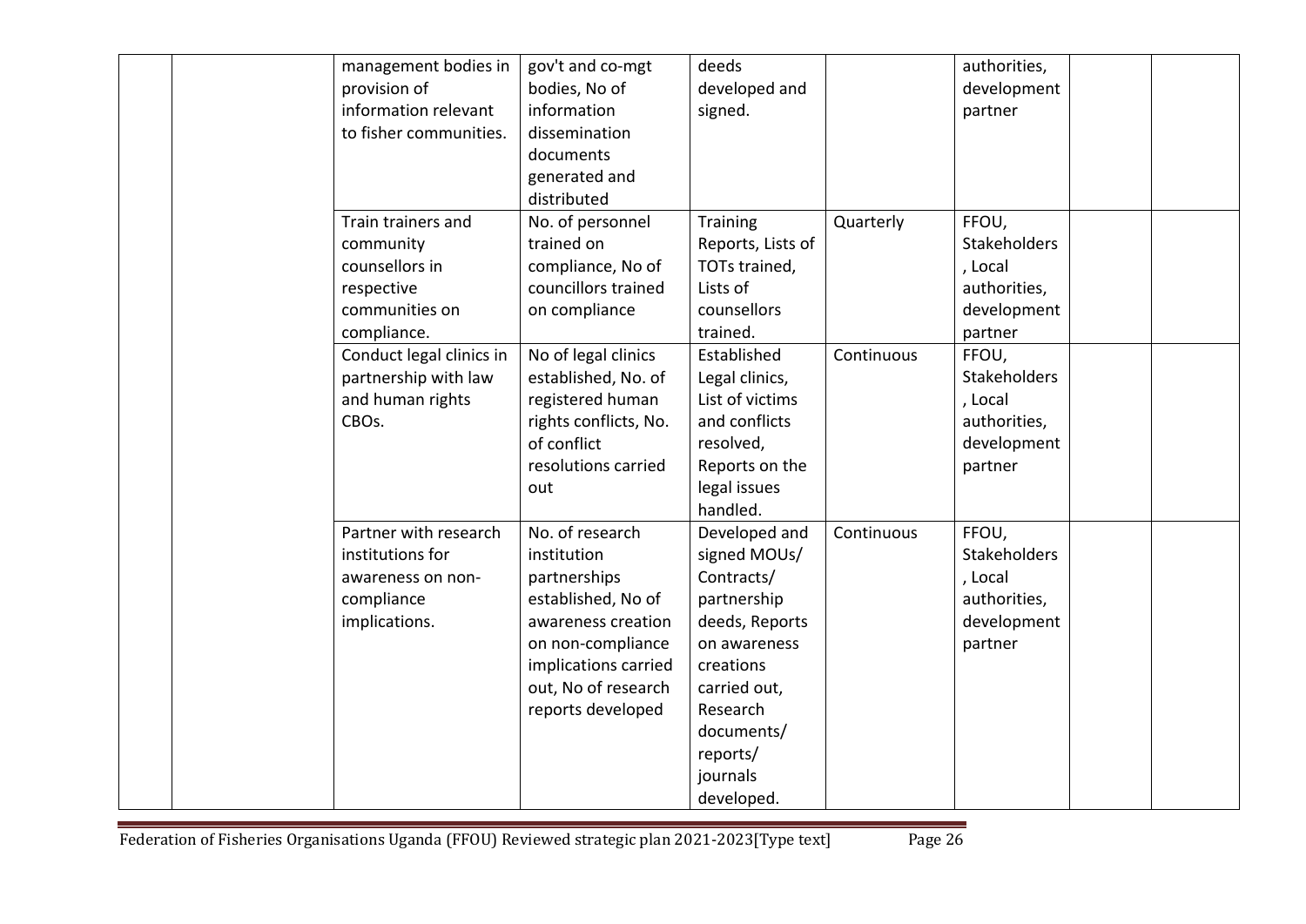| | | | | | | | | |
|---|---|---|---|---|---|---|---|---|
| | | management bodies in provision of information relevant to fisher communities. | gov't and co-mgt bodies, No of information dissemination documents generated and distributed | deeds developed and signed. | | authorities, development partner | | |
| | | Train trainers and community counsellors in respective communities on compliance. | No. of personnel trained on compliance, No of councillors trained on compliance | Training Reports, Lists of TOTs trained, Lists of counsellors trained. | Quarterly | FFOU, Stakeholders, Local authorities, development partner | | |
| | | Conduct legal clinics in partnership with law and human rights CBOs. | No of legal clinics established, No. of registered human rights conflicts, No. of conflict resolutions carried out | Established Legal clinics, List of victims and conflicts resolved, Reports on the legal issues handled. | Continuous | FFOU, Stakeholders, Local authorities, development partner | | |
| | | Partner with research institutions for awareness on non-compliance implications. | No. of research institution partnerships established, No of awareness creation on non-compliance implications carried out, No of research reports developed | Developed and signed MOUs/ Contracts/ partnership deeds, Reports on awareness creations carried out, Research documents/ reports/ journals developed. | Continuous | FFOU, Stakeholders, Local authorities, development partner | | |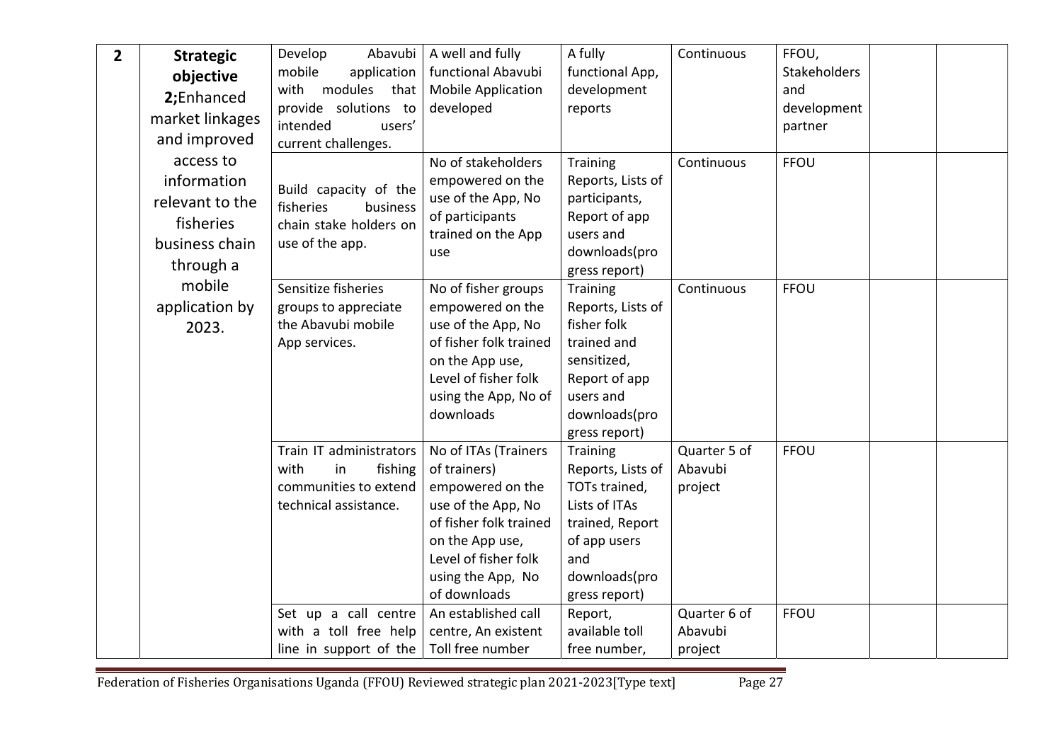| 2 | **Strategic objective 2;**Enhanced market linkages and improved access to information relevant to the fisheries business chain through a mobile application by 2023. | Develop Abavubi mobile application with modules that provide solutions to intended users' current challenges. | A well and fully functional Abavubi Mobile Application developed | A fully functional App, development reports | Continuous | FFOU, Stakeholders and development partner | | |
|---|---|---|---|---|---|---|---|---|
| | | Build capacity of the fisheries business chain stake holders on use of the app. | No of stakeholders empowered on the use of the App, No of participants trained on the App use | Training Reports, Lists of participants, Report of app users and downloads(progress report) | Continuous | FFOU | | |
| | | Sensitize fisheries groups to appreciate the Abavubi mobile App services. | No of fisher groups empowered on the use of the App, No of fisher folk trained on the App use, Level of fisher folk using the App, No of downloads | Training Reports, Lists of fisher folk trained and sensitized, Report of app users and downloads(progress report) | Continuous | FFOU | | |
| | | Train IT administrators with in fishing communities to extend technical assistance. | No of ITAs (Trainers of trainers) empowered on the use of the App, No of fisher folk trained on the App use, Level of fisher folk using the App, No of downloads | Training Reports, Lists of TOTs trained, Lists of ITAs trained, Report of app users and downloads(progress report) | Quarter 5 of Abavubi project | FFOU | | |
| | | Set up a call centre with a toll free help line in support of the | An established call centre, An existent Toll free number | Report, available toll free number, | Quarter 6 of Abavubi project | FFOU | | |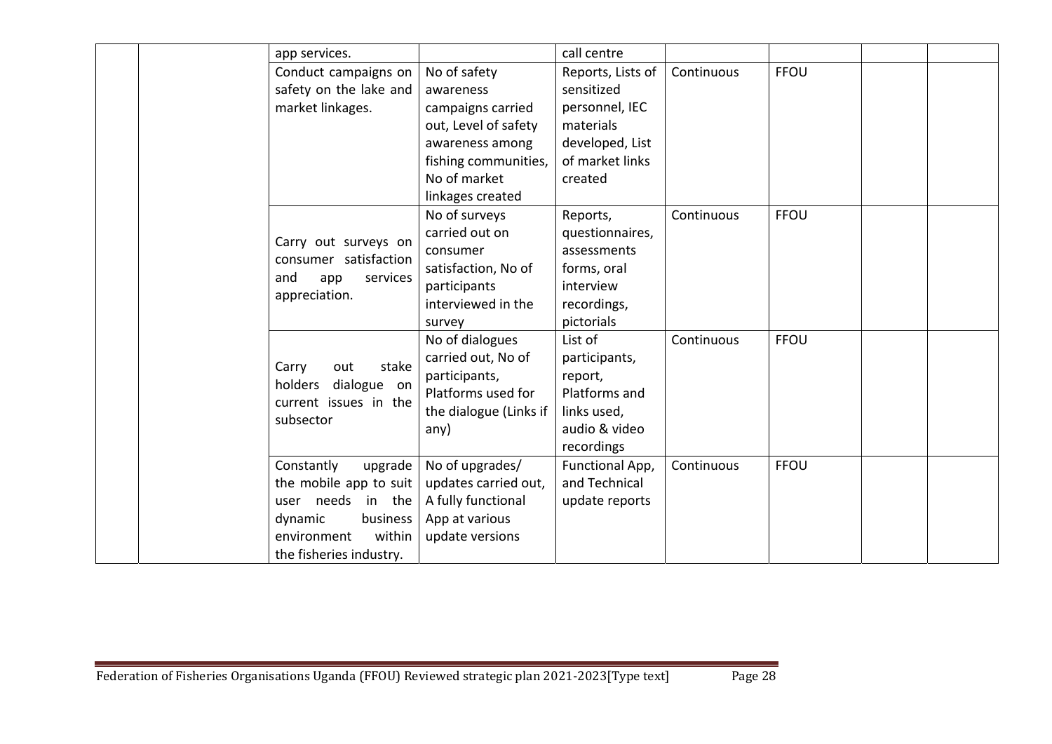| | | | | | | | | |
|---|---|---|---|---|---|---|---|---|
| | | app services. | | call centre | | | | |
| | | Conduct campaigns on safety on the lake and market linkages. | No of safety awareness campaigns carried out, Level of safety awareness among fishing communities, No of market linkages created | Reports, Lists of sensitized personnel, IEC materials developed, List of market links created | Continuous | FFOU | | |
| | | Carry out surveys on consumer satisfaction and app services appreciation. | No of surveys carried out on consumer satisfaction, No of participants interviewed in the survey | Reports, questionnaires, assessments forms, oral interview recordings, pictorials | Continuous | FFOU | | |
| | | Carry out stake holders dialogue on current issues in the subsector | No of dialogues carried out, No of participants, Platforms used for the dialogue (Links if any) | List of participants, report, Platforms and links used, audio & video recordings | Continuous | FFOU | | |
| | | Constantly upgrade the mobile app to suit user needs in the dynamic business environment within the fisheries industry. | No of upgrades/ updates carried out, A fully functional App at various update versions | Functional App, and Technical update reports | Continuous | FFOU | | |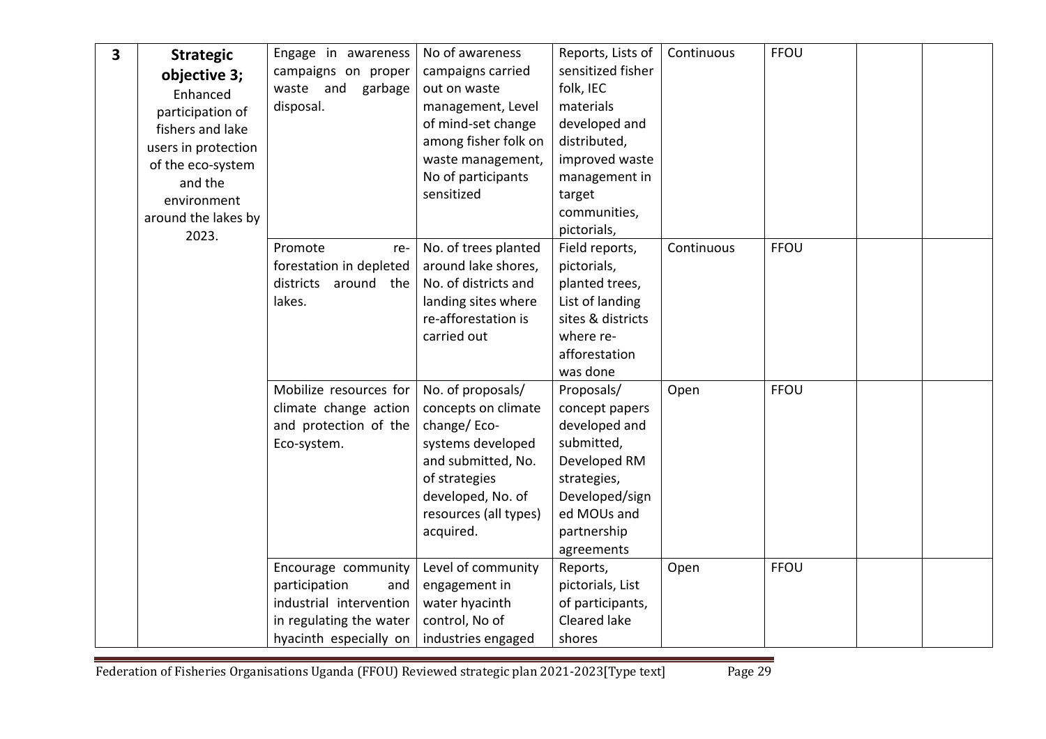| 3 | **Strategic objective 3;** Enhanced participation of fishers and lake users in protection of the eco-system and the environment around the lakes by 2023. | Engage in awareness campaigns on proper waste and garbage disposal. | No of awareness campaigns carried out on waste management, Level of mind-set change among fisher folk on waste management, No of participants sensitized | Reports, Lists of sensitized fisher folk, IEC materials developed and distributed, improved waste management in target communities, pictorials, | Continuous | FFOU | | |
|---|---|---|---|---|---|---|---|---|
| | | Promote re-forestation in depleted districts around the lakes. | No. of trees planted around lake shores, No. of districts and landing sites where re-afforestation is carried out | Field reports, pictorials, planted trees, List of landing sites & districts where re-afforestation was done | Continuous | FFOU | | |
| | | Mobilize resources for climate change action and protection of the Eco-system. | No. of proposals/ concepts on climate change/ Eco-systems developed and submitted, No. of strategies developed, No. of resources (all types) acquired. | Proposals/ concept papers developed and submitted, Developed RM strategies, Developed/signed MOUs and partnership agreements | Open | FFOU | | |
| | | Encourage community participation and industrial intervention in regulating the water hyacinth especially on | Level of community engagement in water hyacinth control, No of industries engaged | Reports, pictorials, List of participants, Cleared lake shores | Open | FFOU | | |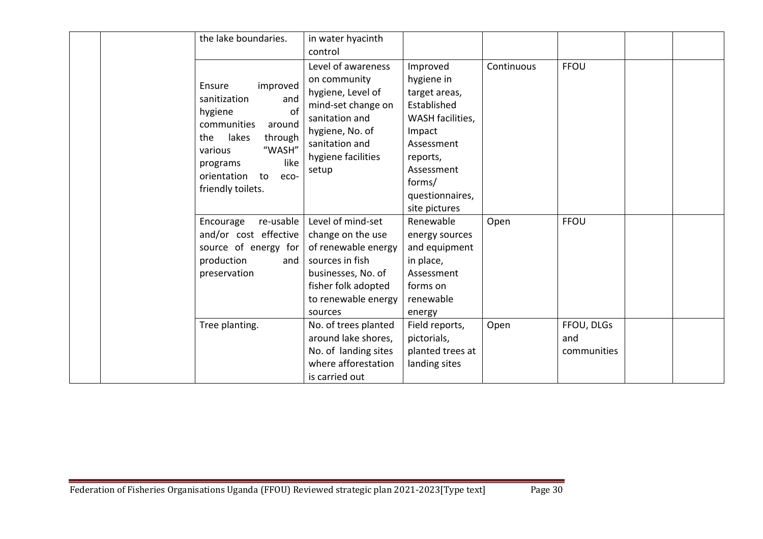|  |  | the lake boundaries. | in water hyacinth control |  |  |  |  |  |
|---|---|---|---|---|---|---|---|---|
|  |  | Ensure improved sanitization and hygiene of communities around the lakes through various "WASH" programs like orientation to eco-friendly toilets. | Level of awareness on community hygiene, Level of mind-set change on sanitation and hygiene, No. of sanitation and hygiene facilities setup | Improved hygiene in target areas, Established WASH facilities, Impact Assessment reports, Assessment forms/ questionnaires, site pictures | Continuous | FFOU |  |  |
|  |  | Encourage re-usable and/or cost effective source of energy for production and preservation | Level of mind-set change on the use of renewable energy sources in fish businesses, No. of fisher folk adopted to renewable energy sources | Renewable energy sources and equipment in place, Assessment forms on renewable energy | Open | FFOU |  |  |
|  |  | Tree planting. | No. of trees planted around lake shores, No. of landing sites where afforestation is carried out | Field reports, pictorials, planted trees at landing sites | Open | FFOU, DLGs and communities |  |  |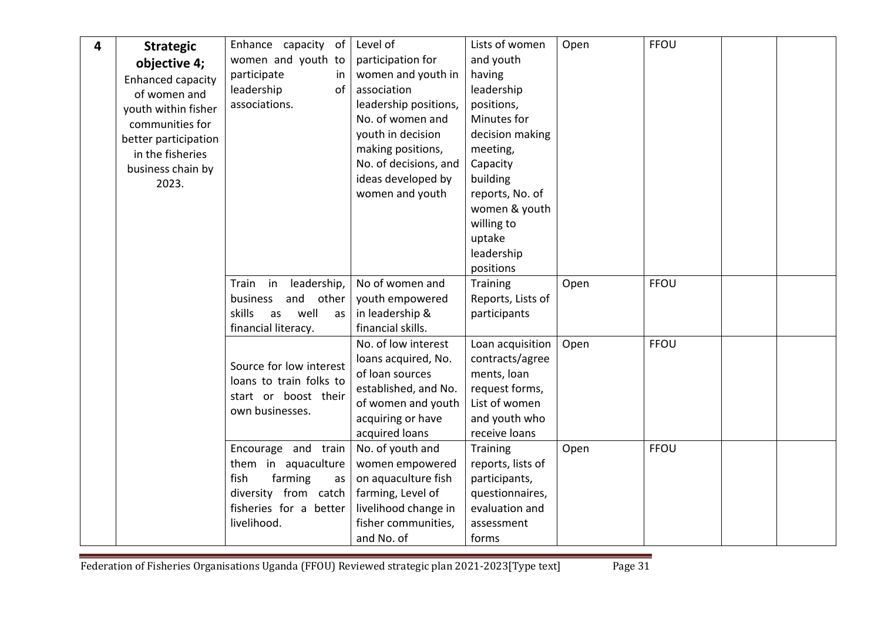| 4 | **Strategic objective 4;** Enhanced capacity of women and youth within fisher communities for better participation in the fisheries business chain by 2023. | Enhance capacity of women and youth to participate in leadership of associations. | Level of participation for women and youth in association leadership positions, No. of women and youth in decision making positions, No. of decisions, and ideas developed by women and youth | Lists of women and youth having leadership positions, Minutes for decision making meeting, Capacity building reports, No. of women & youth willing to uptake leadership positions | Open | FFOU | | |
|---|---|---|---|---|---|---|---|---|
| | | Train in leadership, business and other skills as well as financial literacy. | No of women and youth empowered in leadership & financial skills. | Training Reports, Lists of participants | Open | FFOU | | |
| | | Source for low interest loans to train folks to start or boost their own businesses. | No. of low interest loans acquired, No. of loan sources established, and No. of women and youth acquiring or have acquired loans | Loan acquisition contracts/agreements, loan request forms, List of women and youth who receive loans | Open | FFOU | | |
| | | Encourage and train them in aquaculture fish farming as diversity from catch fisheries for a better livelihood. | No. of youth and women empowered on aquaculture fish farming, Level of livelihood change in fisher communities, and No. of | Training reports, lists of participants, questionnaires, evaluation and assessment forms | Open | FFOU | | |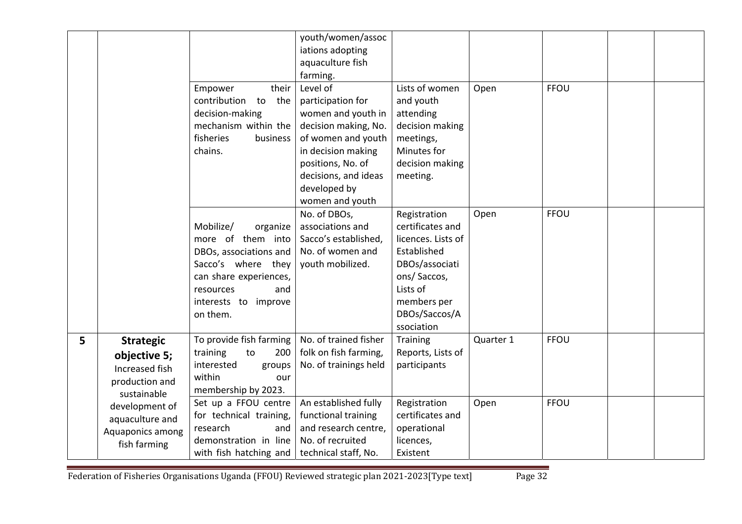| | | | | | | | | |
|---|---|---|---|---|---|---|---|---|
| | | | youth/women/associations adopting aquaculture fish farming. | | | | | |
| | | Empower their contribution to the decision-making mechanism within the fisheries business chains. | Level of participation for women and youth in decision making, No. of women and youth in decision making positions, No. of decisions, and ideas developed by women and youth | Lists of women and youth attending decision making meetings, Minutes for decision making meeting. | Open | FFOU | | |
| | | Mobilize/ organize more of them into DBOs, associations and Sacco's where they can share experiences, resources and interests to improve on them. | No. of DBOs, associations and Sacco's established, No. of women and youth mobilized. | Registration certificates and licences. Lists of Established DBOs/associations/ Saccos, Lists of members per DBOs/Saccos/Association | Open | FFOU | | |
| **5** | **Strategic objective 5;** Increased fish production and sustainable development of aquaculture and Aquaponics among fish farming | To provide fish farming training to 200 interested groups within our membership by 2023. | No. of trained fisher folk on fish farming, No. of trainings held | Training Reports, Lists of participants | Quarter 1 | FFOU | | |
| | | Set up a FFOU centre for technical training, research and demonstration in line with fish hatching and | An established fully functional training and research centre, No. of recruited technical staff, No. | Registration certificates and operational licences, Existent | Open | FFOU | | |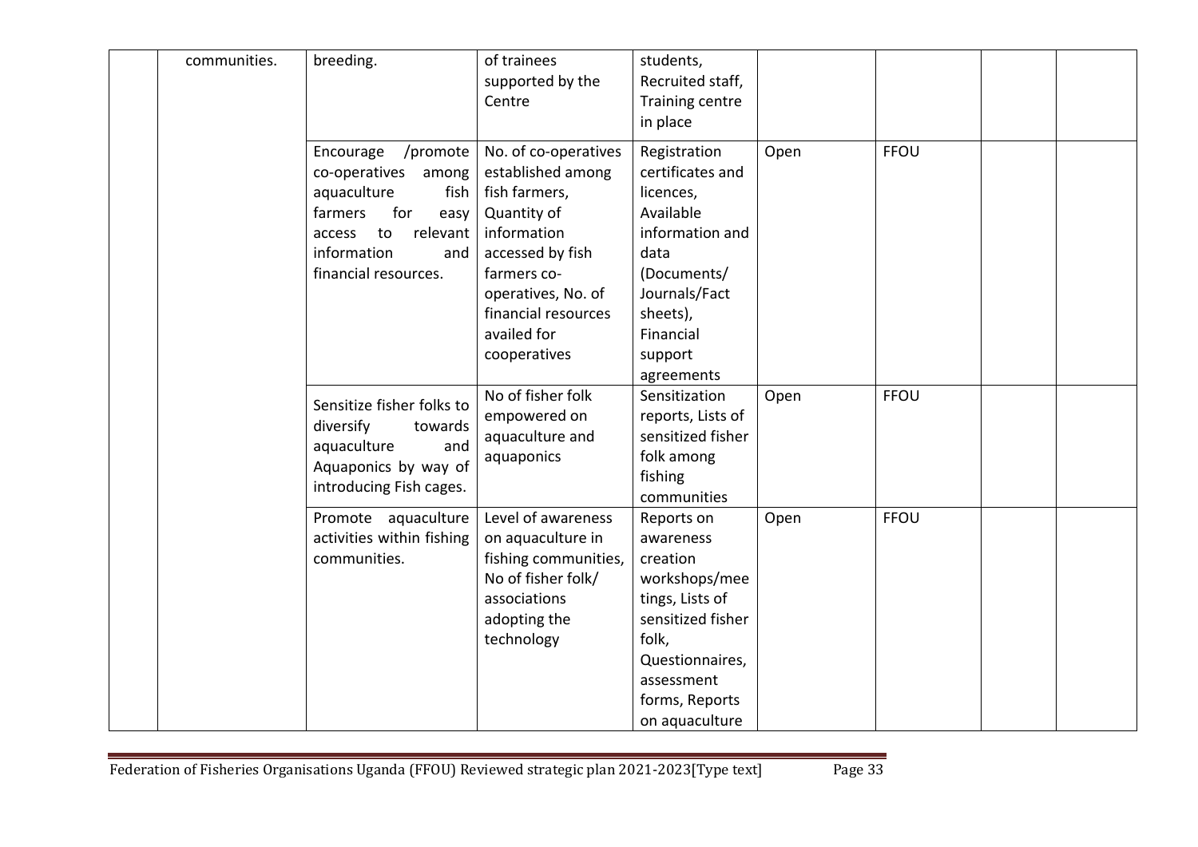| | | | | | | | | |
|---|---|---|---|---|---|---|---|---|
| | communities. | breeding. | of trainees supported by the Centre | students, Recruited staff, Training centre in place | | | | |
| | | Encourage /promote co-operatives among aquaculture fish farmers for easy access to relevant information and financial resources. | No. of co-operatives established among fish farmers, Quantity of information accessed by fish farmers co-operatives, No. of financial resources availed for cooperatives | Registration certificates and licences, Available information and data (Documents/ Journals/Fact sheets), Financial support agreements | Open | FFOU | | |
| | | Sensitize fisher folks to diversify towards aquaculture and Aquaponics by way of introducing Fish cages. | No of fisher folk empowered on aquaculture and aquaponics | Sensitization reports, Lists of sensitized fisher folk among fishing communities | Open | FFOU | | |
| | | Promote aquaculture activities within fishing communities. | Level of awareness on aquaculture in fishing communities, No of fisher folk/ associations adopting the technology | Reports on awareness creation workshops/meetings, Lists of sensitized fisher folk, Questionnaires, assessment forms, Reports on aquaculture | Open | FFOU | | |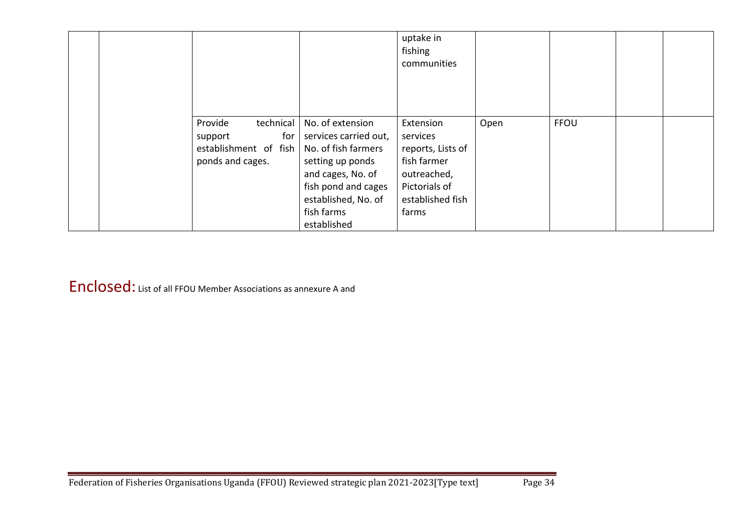| | | | | | | | | |
|---|---|---|---|---|---|---|---|---|
| | | | | uptake in fishing communities | | | | |
| | | Provide technical support for establishment of fish ponds and cages. | No. of extension services carried out, No. of fish farmers setting up ponds and cages, No. of fish pond and cages established, No. of fish farms established | Extension services reports, Lists of fish farmer outreached, Pictorials of established fish farms | Open | FFOU | | |

Enclosed: List of all FFOU Member Associations as annexure A and